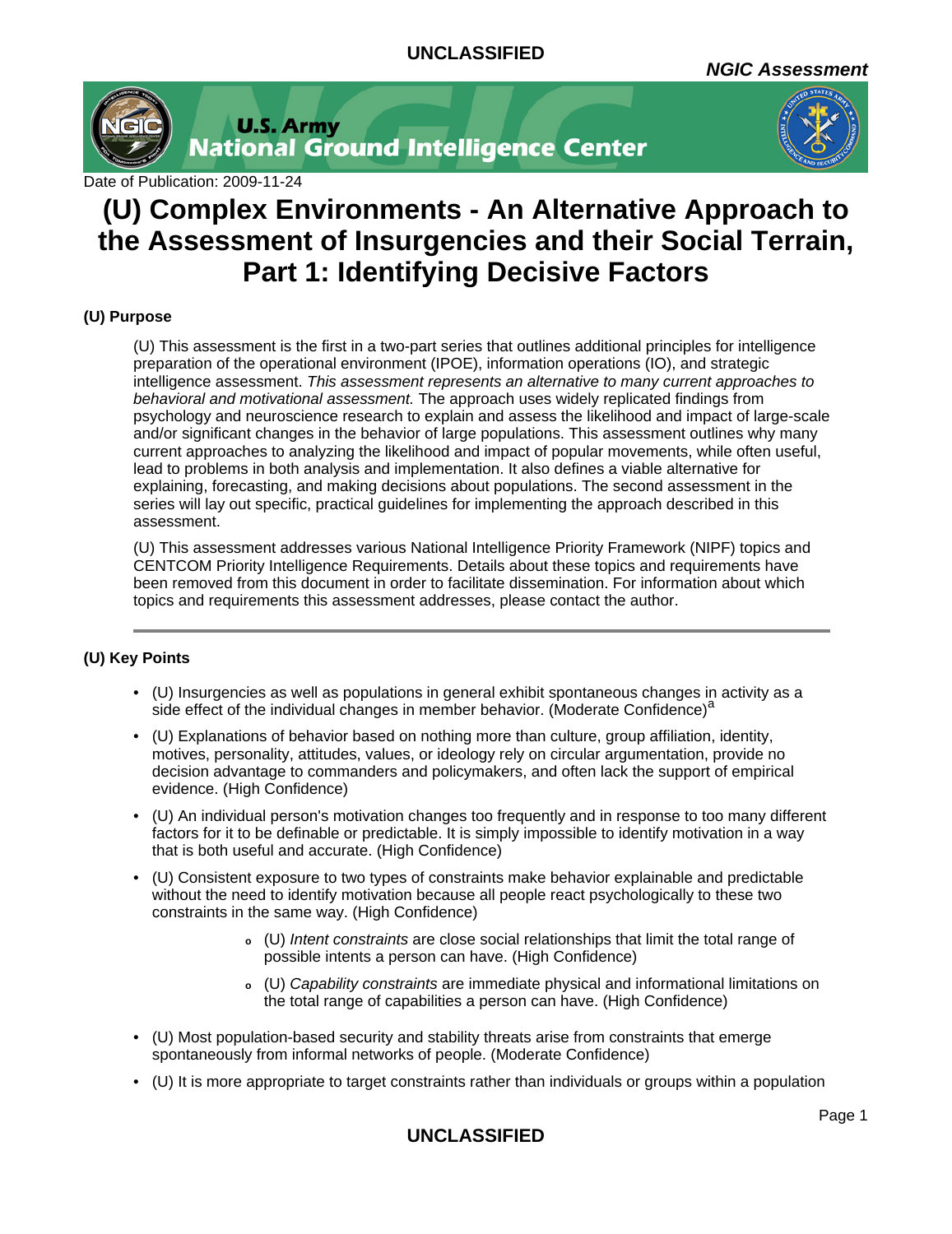UNCLASSIFIED

*NGIC Assessment*

**U.S. Army National Ground Intelligence Center**

Date of Publication: 2009-11-24

# (U) Complex Environments - An Alternative Approach to the Assessment of Insurgencies and their Social Terrain, Part 1: Identifying Decisive Factors

### (U) Purpose

(U) This assessment is the first in a two-part series that outlines additional principles for intelligence preparation of the operational environment (IPOE), information operations (IO), and strategic intelligence assessment. *This assessment represents an alternative to many current approaches to behavioral and motivational assessment.* The approach uses widely replicated findings from psychology and neuroscience research to explain and assess the likelihood and impact of large-scale and/or significant changes in the behavior of large populations. This assessment outlines why many current approaches to analyzing the likelihood and impact of popular movements, while often useful, lead to problems in both analysis and implementation. It also defines a viable alternative for explaining, forecasting, and making decisions about populations. The second assessment in the series will lay out specific, practical guidelines for implementing the approach described in this assessment.

(U) This assessment addresses various National Intelligence Priority Framework (NIPF) topics and CENTCOM Priority Intelligence Requirements. Details about these topics and requirements have been removed from this document in order to facilitate dissemination. For information about which topics and requirements this assessment addresses, please contact the author.

---

### (U) Key Points

- (U) Insurgencies as well as populations in general exhibit spontaneous changes in activity as a side effect of the individual changes in member behavior. (Moderate Confidence)[a]
- (U) Explanations of behavior based on nothing more than culture, group affiliation, identity, motives, personality, attitudes, values, or ideology rely on circular argumentation, provide no decision advantage to commanders and policymakers, and often lack the support of empirical evidence. (High Confidence)
- (U) An individual person's motivation changes too frequently and in response to too many different factors for it to be definable or predictable. It is simply impossible to identify motivation in a way that is both useful and accurate. (High Confidence)
- (U) Consistent exposure to two types of constraints make behavior explainable and predictable without the need to identify motivation because all people react psychologically to these two constraints in the same way. (High Confidence)
  - (U) *Intent constraints* are close social relationships that limit the total range of possible intents a person can have. (High Confidence)
  - (U) *Capability constraints* are immediate physical and informational limitations on the total range of capabilities a person can have. (High Confidence)
- (U) Most population-based security and stability threats arise from constraints that emerge spontaneously from informal networks of people. (Moderate Confidence)
- (U) It is more appropriate to target constraints rather than individuals or groups within a population

UNCLASSIFIED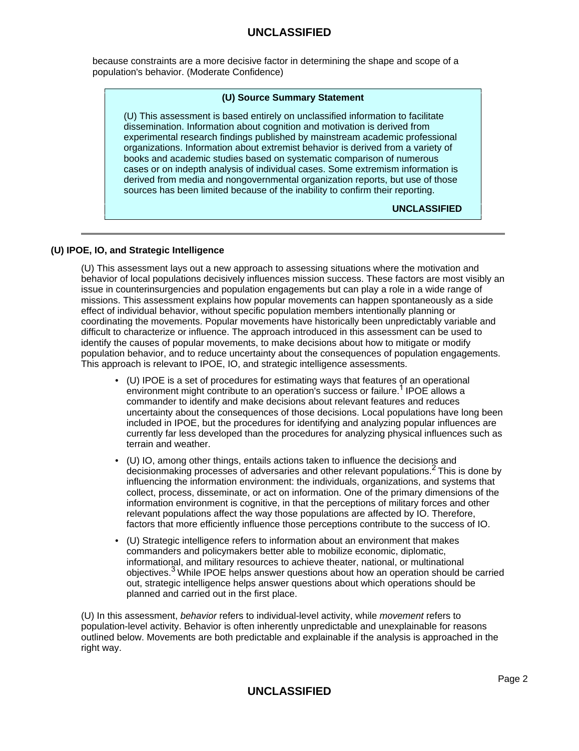because constraints are a more decisive factor in determining the shape and scope of a population's behavior. (Moderate Confidence)

> **(U) Source Summary Statement**
>
> (U) This assessment is based entirely on unclassified information to facilitate dissemination. Information about cognition and motivation is derived from experimental research findings published by mainstream academic professional organizations. Information about extremist behavior is derived from a variety of books and academic studies based on systematic comparison of numerous cases or on indepth analysis of individual cases. Some extremism information is derived from media and nongovernmental organization reports, but use of those sources has been limited because of the inability to confirm their reporting.
>
> **UNCLASSIFIED**

---

### (U) IPOE, IO, and Strategic Intelligence

(U) This assessment lays out a new approach to assessing situations where the motivation and behavior of local populations decisively influences mission success. These factors are most visibly an issue in counterinsurgencies and population engagements but can play a role in a wide range of missions. This assessment explains how popular movements can happen spontaneously as a side effect of individual behavior, without specific population members intentionally planning or coordinating the movements. Popular movements have historically been unpredictably variable and difficult to characterize or influence. The approach introduced in this assessment can be used to identify the causes of popular movements, to make decisions about how to mitigate or modify population behavior, and to reduce uncertainty about the consequences of population engagements. This approach is relevant to IPOE, IO, and strategic intelligence assessments.

- (U) IPOE is a set of procedures for estimating ways that features of an operational environment might contribute to an operation's success or failure.[1] IPOE allows a commander to identify and make decisions about relevant features and reduces uncertainty about the consequences of those decisions. Local populations have long been included in IPOE, but the procedures for identifying and analyzing popular influences are currently far less developed than the procedures for analyzing physical influences such as terrain and weather.
- (U) IO, among other things, entails actions taken to influence the decisions and decisionmaking processes of adversaries and other relevant populations.[2] This is done by influencing the information environment: the individuals, organizations, and systems that collect, process, disseminate, or act on information. One of the primary dimensions of the information environment is cognitive, in that the perceptions of military forces and other relevant populations affect the way those populations are affected by IO. Therefore, factors that more efficiently influence those perceptions contribute to the success of IO.
- (U) Strategic intelligence refers to information about an environment that makes commanders and policymakers better able to mobilize economic, diplomatic, informational, and military resources to achieve theater, national, or multinational objectives.[3] While IPOE helps answer questions about how an operation should be carried out, strategic intelligence helps answer questions about which operations should be planned and carried out in the first place.

(U) In this assessment, *behavior* refers to individual-level activity, while *movement* refers to population-level activity. Behavior is often inherently unpredictable and unexplainable for reasons outlined below. Movements are both predictable and explainable if the analysis is approached in the right way.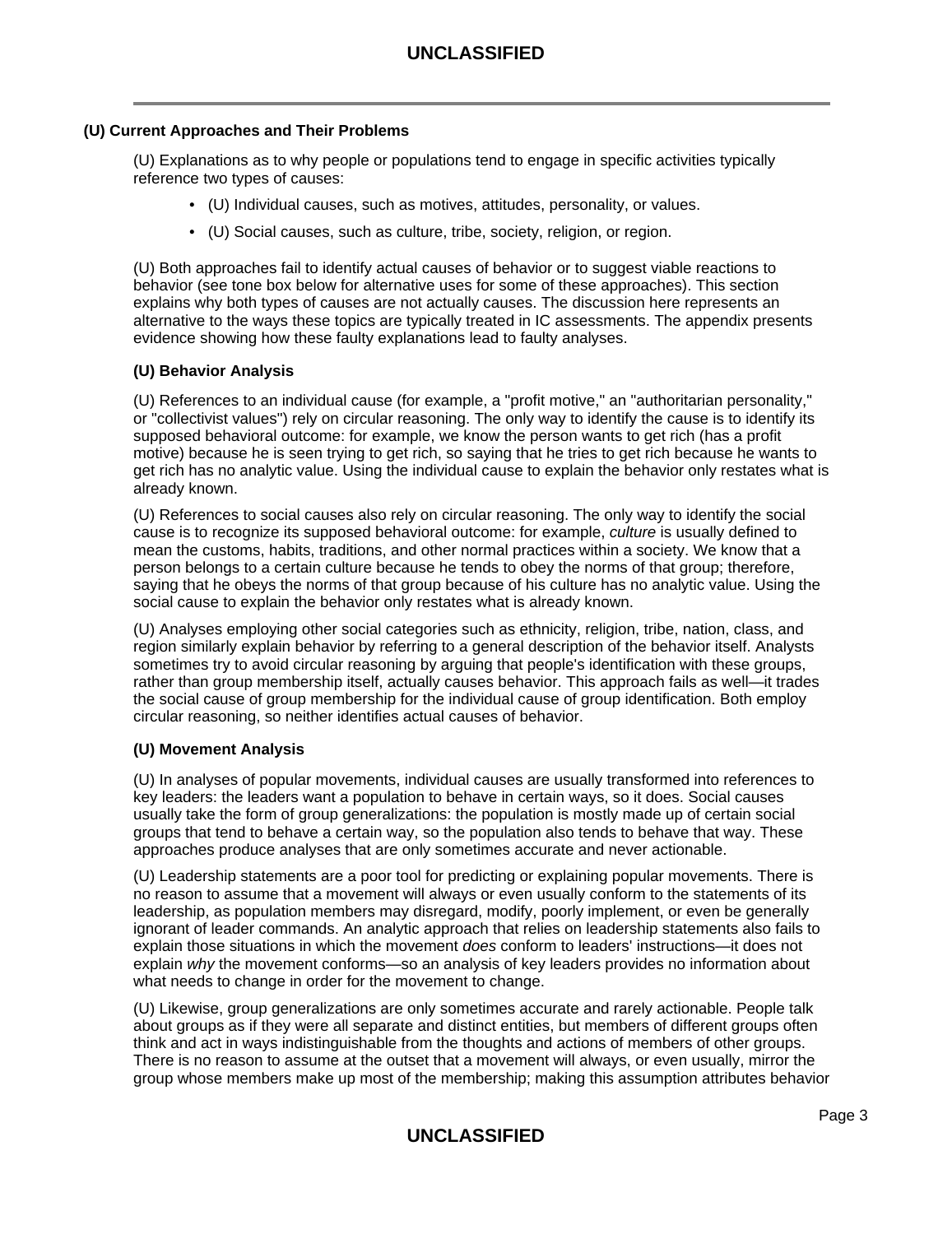## (U) Current Approaches and Their Problems

(U) Explanations as to why people or populations tend to engage in specific activities typically reference two types of causes:

- (U) Individual causes, such as motives, attitudes, personality, or values.
- (U) Social causes, such as culture, tribe, society, religion, or region.

(U) Both approaches fail to identify actual causes of behavior or to suggest viable reactions to behavior (see tone box below for alternative uses for some of these approaches). This section explains why both types of causes are not actually causes. The discussion here represents an alternative to the ways these topics are typically treated in IC assessments. The appendix presents evidence showing how these faulty explanations lead to faulty analyses.

### (U) Behavior Analysis

(U) References to an individual cause (for example, a "profit motive," an "authoritarian personality," or "collectivist values") rely on circular reasoning. The only way to identify the cause is to identify its supposed behavioral outcome: for example, we know the person wants to get rich (has a profit motive) because he is seen trying to get rich, so saying that he tries to get rich because he wants to get rich has no analytic value. Using the individual cause to explain the behavior only restates what is already known.

(U) References to social causes also rely on circular reasoning. The only way to identify the social cause is to recognize its supposed behavioral outcome: for example, *culture* is usually defined to mean the customs, habits, traditions, and other normal practices within a society. We know that a person belongs to a certain culture because he tends to obey the norms of that group; therefore, saying that he obeys the norms of that group because of his culture has no analytic value. Using the social cause to explain the behavior only restates what is already known.

(U) Analyses employing other social categories such as ethnicity, religion, tribe, nation, class, and region similarly explain behavior by referring to a general description of the behavior itself. Analysts sometimes try to avoid circular reasoning by arguing that people's identification with these groups, rather than group membership itself, actually causes behavior. This approach fails as well—it trades the social cause of group membership for the individual cause of group identification. Both employ circular reasoning, so neither identifies actual causes of behavior.

### (U) Movement Analysis

(U) In analyses of popular movements, individual causes are usually transformed into references to key leaders: the leaders want a population to behave in certain ways, so it does. Social causes usually take the form of group generalizations: the population is mostly made up of certain social groups that tend to behave a certain way, so the population also tends to behave that way. These approaches produce analyses that are only sometimes accurate and never actionable.

(U) Leadership statements are a poor tool for predicting or explaining popular movements. There is no reason to assume that a movement will always or even usually conform to the statements of its leadership, as population members may disregard, modify, poorly implement, or even be generally ignorant of leader commands. An analytic approach that relies on leadership statements also fails to explain those situations in which the movement *does* conform to leaders' instructions—it does not explain *why* the movement conforms—so an analysis of key leaders provides no information about what needs to change in order for the movement to change.

(U) Likewise, group generalizations are only sometimes accurate and rarely actionable. People talk about groups as if they were all separate and distinct entities, but members of different groups often think and act in ways indistinguishable from the thoughts and actions of members of other groups. There is no reason to assume at the outset that a movement will always, or even usually, mirror the group whose members make up most of the membership; making this assumption attributes behavior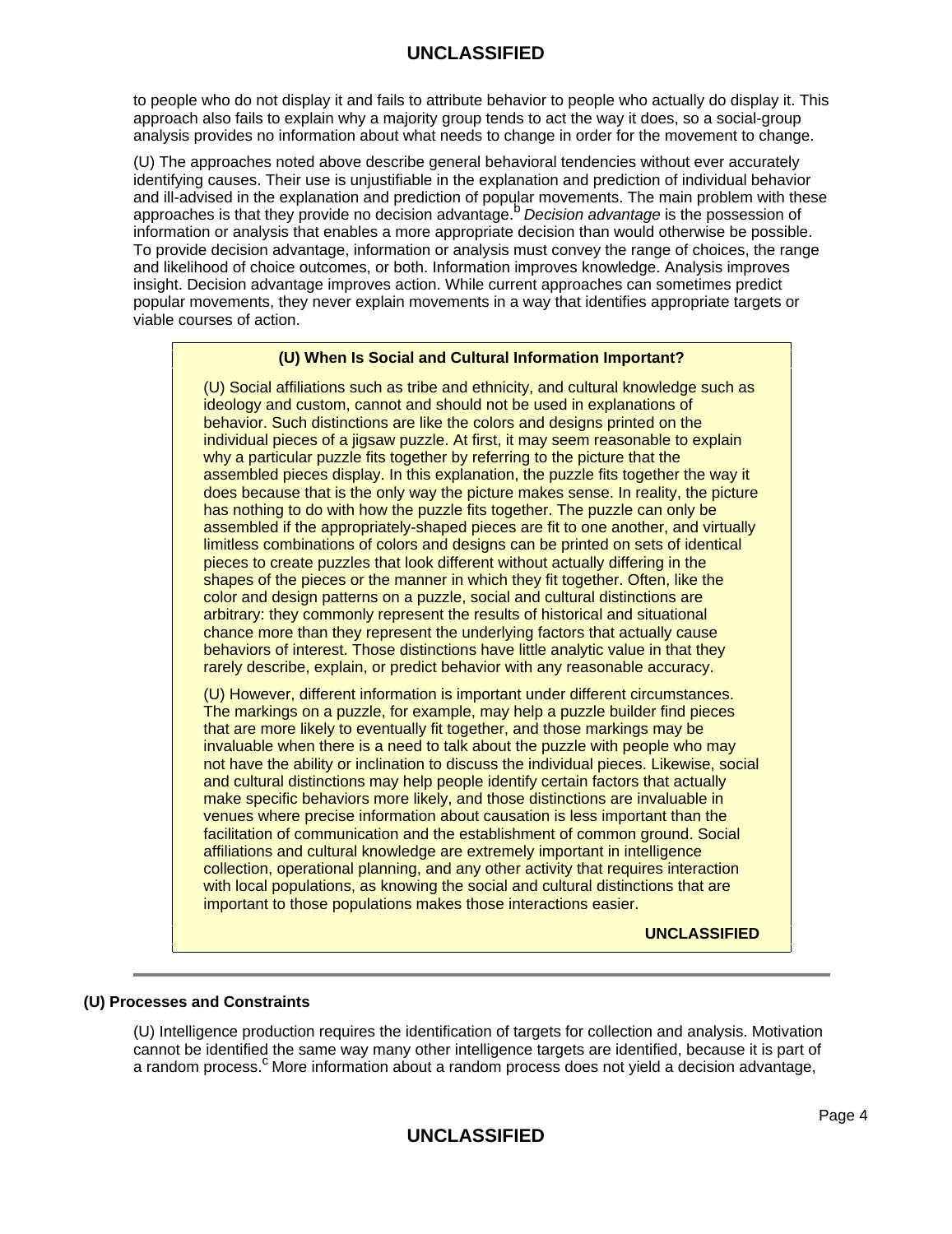to people who do not display it and fails to attribute behavior to people who actually do display it. This approach also fails to explain why a majority group tends to act the way it does, so a social-group analysis provides no information about what needs to change in order for the movement to change.

(U) The approaches noted above describe general behavioral tendencies without ever accurately identifying causes. Their use is unjustifiable in the explanation and prediction of individual behavior and ill-advised in the explanation and prediction of popular movements. The main problem with these approaches is that they provide no decision advantage.[b] *Decision advantage* is the possession of information or analysis that enables a more appropriate decision than would otherwise be possible. To provide decision advantage, information or analysis must convey the range of choices, the range and likelihood of choice outcomes, or both. Information improves knowledge. Analysis improves insight. Decision advantage improves action. While current approaches can sometimes predict popular movements, they never explain movements in a way that identifies appropriate targets or viable courses of action.

**(U) When Is Social and Cultural Information Important?**

(U) Social affiliations such as tribe and ethnicity, and cultural knowledge such as ideology and custom, cannot and should not be used in explanations of behavior. Such distinctions are like the colors and designs printed on the individual pieces of a jigsaw puzzle. At first, it may seem reasonable to explain why a particular puzzle fits together by referring to the picture that the assembled pieces display. In this explanation, the puzzle fits together the way it does because that is the only way the picture makes sense. In reality, the picture has nothing to do with how the puzzle fits together. The puzzle can only be assembled if the appropriately-shaped pieces are fit to one another, and virtually limitless combinations of colors and designs can be printed on sets of identical pieces to create puzzles that look different without actually differing in the shapes of the pieces or the manner in which they fit together. Often, like the color and design patterns on a puzzle, social and cultural distinctions are arbitrary: they commonly represent the results of historical and situational chance more than they represent the underlying factors that actually cause behaviors of interest. Those distinctions have little analytic value in that they rarely describe, explain, or predict behavior with any reasonable accuracy.

(U) However, different information is important under different circumstances. The markings on a puzzle, for example, may help a puzzle builder find pieces that are more likely to eventually fit together, and those markings may be invaluable when there is a need to talk about the puzzle with people who may not have the ability or inclination to discuss the individual pieces. Likewise, social and cultural distinctions may help people identify certain factors that actually make specific behaviors more likely, and those distinctions are invaluable in venues where precise information about causation is less important than the facilitation of communication and the establishment of common ground. Social affiliations and cultural knowledge are extremely important in intelligence collection, operational planning, and any other activity that requires interaction with local populations, as knowing the social and cultural distinctions that are important to those populations makes those interactions easier.

**UNCLASSIFIED**

---

## (U) Processes and Constraints

(U) Intelligence production requires the identification of targets for collection and analysis. Motivation cannot be identified the same way many other intelligence targets are identified, because it is part of a random process.[c] More information about a random process does not yield a decision advantage,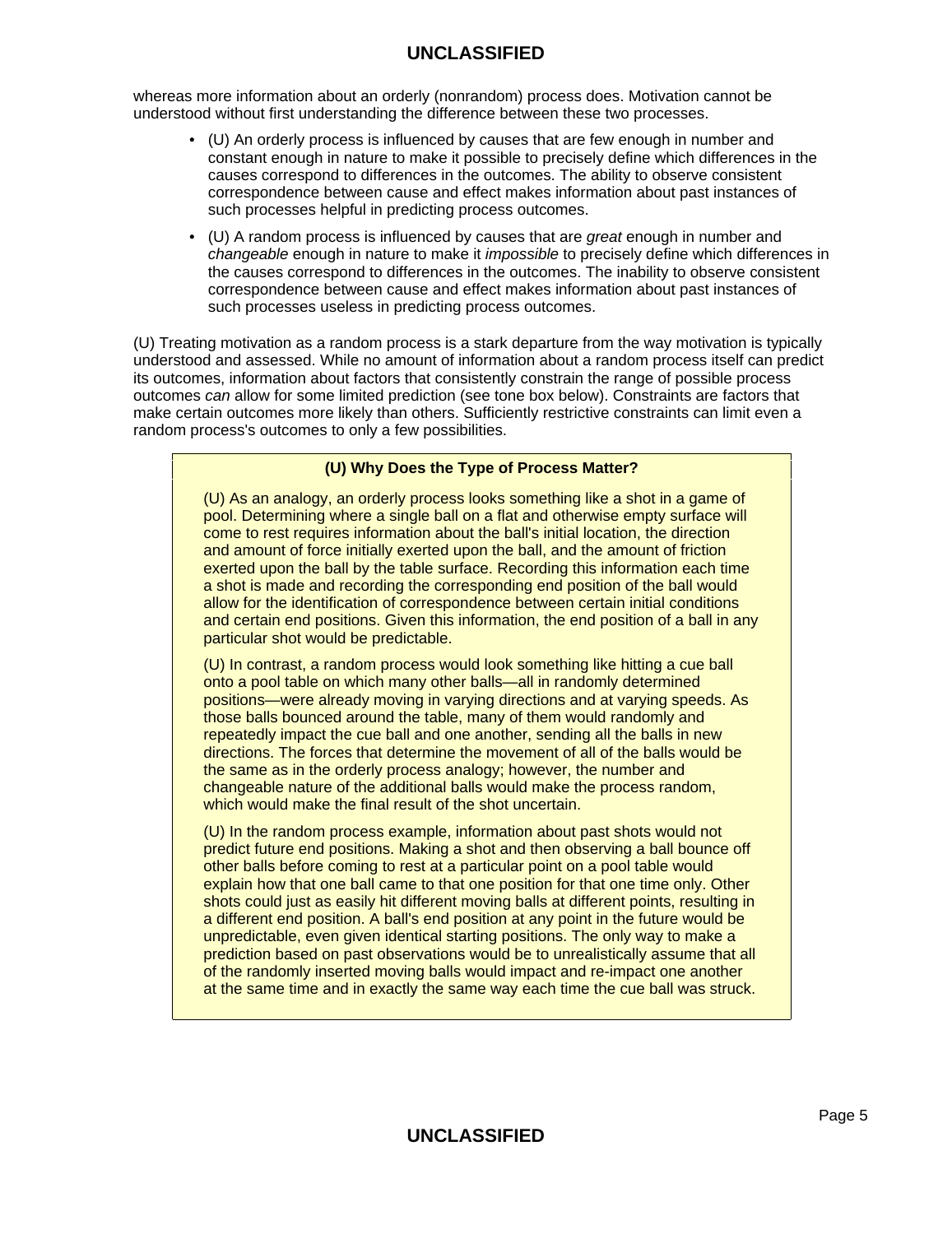whereas more information about an orderly (nonrandom) process does. Motivation cannot be understood without first understanding the difference between these two processes.

- (U) An orderly process is influenced by causes that are few enough in number and constant enough in nature to make it possible to precisely define which differences in the causes correspond to differences in the outcomes. The ability to observe consistent correspondence between cause and effect makes information about past instances of such processes helpful in predicting process outcomes.
- (U) A random process is influenced by causes that are *great* enough in number and *changeable* enough in nature to make it *impossible* to precisely define which differences in the causes correspond to differences in the outcomes. The inability to observe consistent correspondence between cause and effect makes information about past instances of such processes useless in predicting process outcomes.

(U) Treating motivation as a random process is a stark departure from the way motivation is typically understood and assessed. While no amount of information about a random process itself can predict its outcomes, information about factors that consistently constrain the range of possible process outcomes *can* allow for some limited prediction (see tone box below). Constraints are factors that make certain outcomes more likely than others. Sufficiently restrictive constraints can limit even a random process's outcomes to only a few possibilities.

**(U) Why Does the Type of Process Matter?**

(U) As an analogy, an orderly process looks something like a shot in a game of pool. Determining where a single ball on a flat and otherwise empty surface will come to rest requires information about the ball's initial location, the direction and amount of force initially exerted upon the ball, and the amount of friction exerted upon the ball by the table surface. Recording this information each time a shot is made and recording the corresponding end position of the ball would allow for the identification of correspondence between certain initial conditions and certain end positions. Given this information, the end position of a ball in any particular shot would be predictable.

(U) In contrast, a random process would look something like hitting a cue ball onto a pool table on which many other balls—all in randomly determined positions—were already moving in varying directions and at varying speeds. As those balls bounced around the table, many of them would randomly and repeatedly impact the cue ball and one another, sending all the balls in new directions. The forces that determine the movement of all of the balls would be the same as in the orderly process analogy; however, the number and changeable nature of the additional balls would make the process random, which would make the final result of the shot uncertain.

(U) In the random process example, information about past shots would not predict future end positions. Making a shot and then observing a ball bounce off other balls before coming to rest at a particular point on a pool table would explain how that one ball came to that one position for that one time only. Other shots could just as easily hit different moving balls at different points, resulting in a different end position. A ball's end position at any point in the future would be unpredictable, even given identical starting positions. The only way to make a prediction based on past observations would be to unrealistically assume that all of the randomly inserted moving balls would impact and re-impact one another at the same time and in exactly the same way each time the cue ball was struck.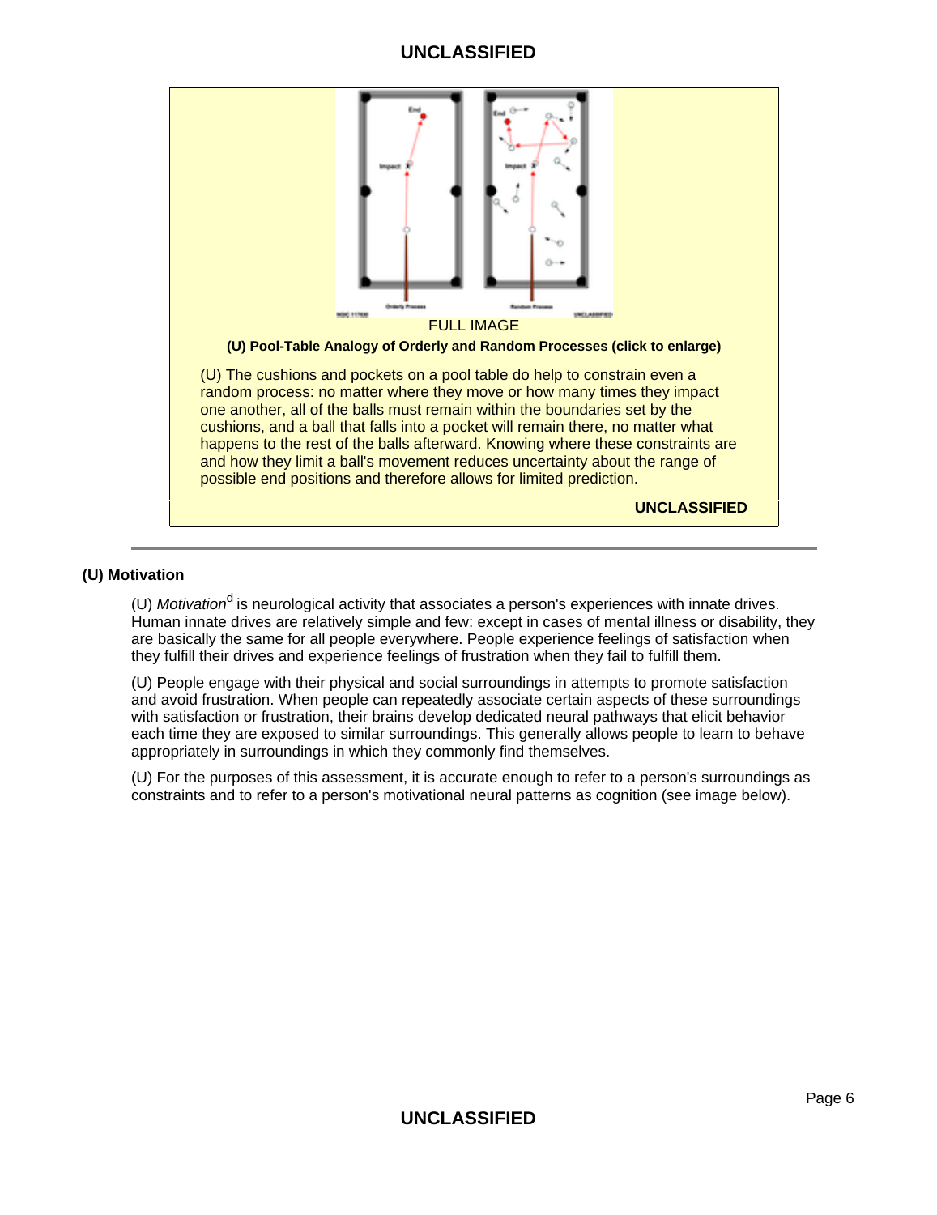FULL IMAGE

**(U) Pool-Table Analogy of Orderly and Random Processes (click to enlarge)**

(U) The cushions and pockets on a pool table do help to constrain even a random process: no matter where they move or how many times they impact one another, all of the balls must remain within the boundaries set by the cushions, and a ball that falls into a pocket will remain there, no matter what happens to the rest of the balls afterward. Knowing where these constraints are and how they limit a ball's movement reduces uncertainty about the range of possible end positions and therefore allows for limited prediction.

**UNCLASSIFIED**

---

### (U) Motivation

(U) *Motivation*[d] is neurological activity that associates a person's experiences with innate drives. Human innate drives are relatively simple and few: except in cases of mental illness or disability, they are basically the same for all people everywhere. People experience feelings of satisfaction when they fulfill their drives and experience feelings of frustration when they fail to fulfill them.

(U) People engage with their physical and social surroundings in attempts to promote satisfaction and avoid frustration. When people can repeatedly associate certain aspects of these surroundings with satisfaction or frustration, their brains develop dedicated neural pathways that elicit behavior each time they are exposed to similar surroundings. This generally allows people to learn to behave appropriately in surroundings in which they commonly find themselves.

(U) For the purposes of this assessment, it is accurate enough to refer to a person's surroundings as constraints and to refer to a person's motivational neural patterns as cognition (see image below).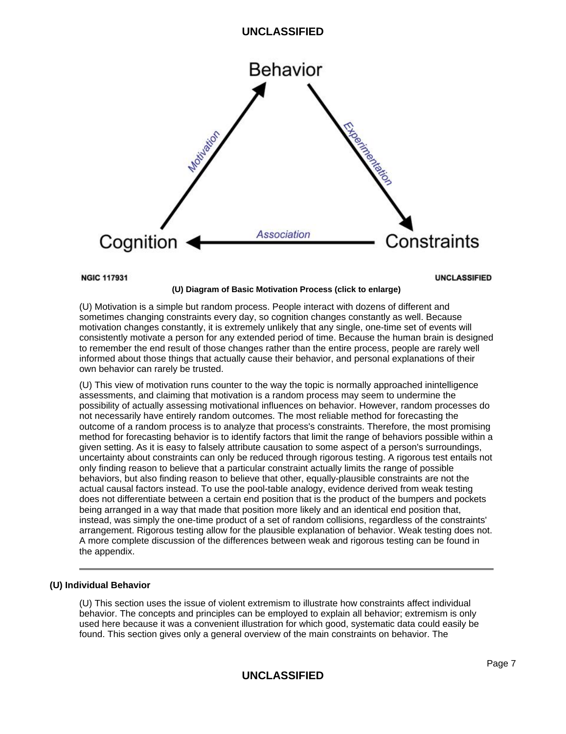**(U) Diagram of Basic Motivation Process (click to enlarge)**

(U) Motivation is a simple but random process. People interact with dozens of different and sometimes changing constraints every day, so cognition changes constantly as well. Because motivation changes constantly, it is extremely unlikely that any single, one-time set of events will consistently motivate a person for any extended period of time. Because the human brain is designed to remember the end result of those changes rather than the entire process, people are rarely well informed about those things that actually cause their behavior, and personal explanations of their own behavior can rarely be trusted.

(U) This view of motivation runs counter to the way the topic is normally approached inintelligence assessments, and claiming that motivation is a random process may seem to undermine the possibility of actually assessing motivational influences on behavior. However, random processes do not necessarily have entirely random outcomes. The most reliable method for forecasting the outcome of a random process is to analyze that process's constraints. Therefore, the most promising method for forecasting behavior is to identify factors that limit the range of behaviors possible within a given setting. As it is easy to falsely attribute causation to some aspect of a person's surroundings, uncertainty about constraints can only be reduced through rigorous testing. A rigorous test entails not only finding reason to believe that a particular constraint actually limits the range of possible behaviors, but also finding reason to believe that other, equally-plausible constraints are not the actual causal factors instead. To use the pool-table analogy, evidence derived from weak testing does not differentiate between a certain end position that is the product of the bumpers and pockets being arranged in a way that made that position more likely and an identical end position that, instead, was simply the one-time product of a set of random collisions, regardless of the constraints' arrangement. Rigorous testing allow for the plausible explanation of behavior. Weak testing does not. A more complete discussion of the differences between weak and rigorous testing can be found in the appendix.

---

### (U) Individual Behavior

(U) This section uses the issue of violent extremism to illustrate how constraints affect individual behavior. The concepts and principles can be employed to explain all behavior; extremism is only used here because it was a convenient illustration for which good, systematic data could easily be found. This section gives only a general overview of the main constraints on behavior. The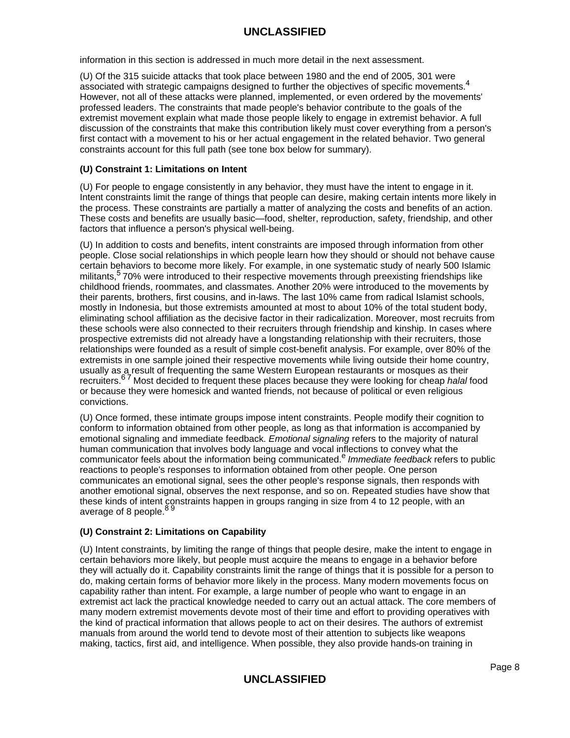information in this section is addressed in much more detail in the next assessment.

(U) Of the 315 suicide attacks that took place between 1980 and the end of 2005, 301 were associated with strategic campaigns designed to further the objectives of specific movements.[4] However, not all of these attacks were planned, implemented, or even ordered by the movements' professed leaders. The constraints that made people's behavior contribute to the goals of the extremist movement explain what made those people likely to engage in extremist behavior. A full discussion of the constraints that make this contribution likely must cover everything from a person's first contact with a movement to his or her actual engagement in the related behavior. Two general constraints account for this full path (see tone box below for summary).

**(U) Constraint 1: Limitations on Intent**

(U) For people to engage consistently in any behavior, they must have the intent to engage in it. Intent constraints limit the range of things that people can desire, making certain intents more likely in the process. These constraints are partially a matter of analyzing the costs and benefits of an action. These costs and benefits are usually basic—food, shelter, reproduction, safety, friendship, and other factors that influence a person's physical well-being.

(U) In addition to costs and benefits, intent constraints are imposed through information from other people. Close social relationships in which people learn how they should or should not behave cause certain behaviors to become more likely. For example, in one systematic study of nearly 500 Islamic militants,[5] 70% were introduced to their respective movements through preexisting friendships like childhood friends, roommates, and classmates. Another 20% were introduced to the movements by their parents, brothers, first cousins, and in-laws. The last 10% came from radical Islamist schools, mostly in Indonesia, but those extremists amounted at most to about 10% of the total student body, eliminating school affiliation as the decisive factor in their radicalization. Moreover, most recruits from these schools were also connected to their recruiters through friendship and kinship. In cases where prospective extremists did not already have a longstanding relationship with their recruiters, those relationships were founded as a result of simple cost-benefit analysis. For example, over 80% of the extremists in one sample joined their respective movements while living outside their home country, usually as a result of frequenting the same Western European restaurants or mosques as their recruiters.[6 7] Most decided to frequent these places because they were looking for cheap *halal* food or because they were homesick and wanted friends, not because of political or even religious convictions.

(U) Once formed, these intimate groups impose intent constraints. People modify their cognition to conform to information obtained from other people, as long as that information is accompanied by emotional signaling and immediate feedback. *Emotional signaling* refers to the majority of natural human communication that involves body language and vocal inflections to convey what the communicator feels about the information being communicated.[e] *Immediate feedback* refers to public reactions to people's responses to information obtained from other people. One person communicates an emotional signal, sees the other people's response signals, then responds with another emotional signal, observes the next response, and so on. Repeated studies have show that these kinds of intent constraints happen in groups ranging in size from 4 to 12 people, with an average of 8 people.[8 9]

**(U) Constraint 2: Limitations on Capability**

(U) Intent constraints, by limiting the range of things that people desire, make the intent to engage in certain behaviors more likely, but people must acquire the means to engage in a behavior before they will actually do it. Capability constraints limit the range of things that it is possible for a person to do, making certain forms of behavior more likely in the process. Many modern movements focus on capability rather than intent. For example, a large number of people who want to engage in an extremist act lack the practical knowledge needed to carry out an actual attack. The core members of many modern extremist movements devote most of their time and effort to providing operatives with the kind of practical information that allows people to act on their desires. The authors of extremist manuals from around the world tend to devote most of their attention to subjects like weapons making, tactics, first aid, and intelligence. When possible, they also provide hands-on training in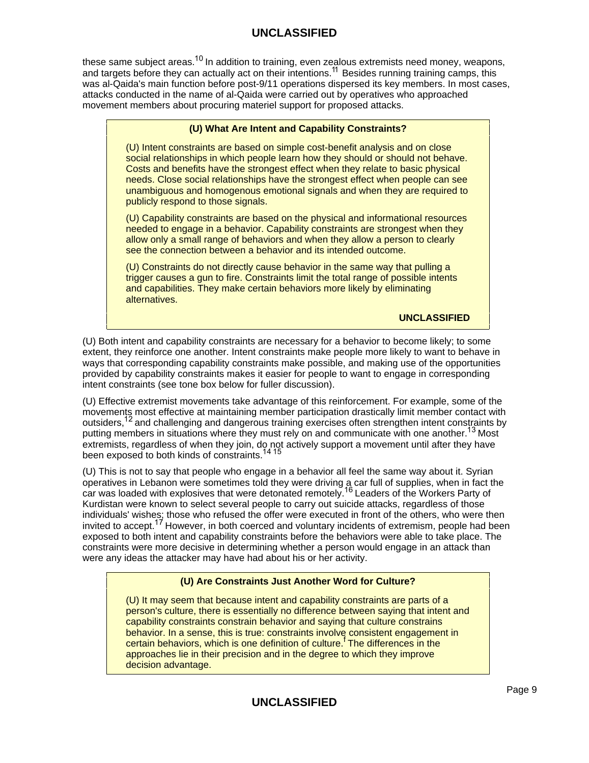these same subject areas.[10] In addition to training, even zealous extremists need money, weapons, and targets before they can actually act on their intentions.[11] Besides running training camps, this was al-Qaida's main function before post-9/11 operations dispersed its key members. In most cases, attacks conducted in the name of al-Qaida were carried out by operatives who approached movement members about procuring materiel support for proposed attacks.

> **(U) What Are Intent and Capability Constraints?**
>
> (U) Intent constraints are based on simple cost-benefit analysis and on close social relationships in which people learn how they should or should not behave. Costs and benefits have the strongest effect when they relate to basic physical needs. Close social relationships have the strongest effect when people can see unambiguous and homogenous emotional signals and when they are required to publicly respond to those signals.
>
> (U) Capability constraints are based on the physical and informational resources needed to engage in a behavior. Capability constraints are strongest when they allow only a small range of behaviors and when they allow a person to clearly see the connection between a behavior and its intended outcome.
>
> (U) Constraints do not directly cause behavior in the same way that pulling a trigger causes a gun to fire. Constraints limit the total range of possible intents and capabilities. They make certain behaviors more likely by eliminating alternatives.
>
> **UNCLASSIFIED**

(U) Both intent and capability constraints are necessary for a behavior to become likely; to some extent, they reinforce one another. Intent constraints make people more likely to want to behave in ways that corresponding capability constraints make possible, and making use of the opportunities provided by capability constraints makes it easier for people to want to engage in corresponding intent constraints (see tone box below for fuller discussion).

(U) Effective extremist movements take advantage of this reinforcement. For example, some of the movements most effective at maintaining member participation drastically limit member contact with outsiders,[12] and challenging and dangerous training exercises often strengthen intent constraints by putting members in situations where they must rely on and communicate with one another.[13] Most extremists, regardless of when they join, do not actively support a movement until after they have been exposed to both kinds of constraints.[14 15]

(U) This is not to say that people who engage in a behavior all feel the same way about it. Syrian operatives in Lebanon were sometimes told they were driving a car full of supplies, when in fact the car was loaded with explosives that were detonated remotely.[16] Leaders of the Workers Party of Kurdistan were known to select several people to carry out suicide attacks, regardless of those individuals' wishes; those who refused the offer were executed in front of the others, who were then invited to accept.[17] However, in both coerced and voluntary incidents of extremism, people had been exposed to both intent and capability constraints before the behaviors were able to take place. The constraints were more decisive in determining whether a person would engage in an attack than were any ideas the attacker may have had about his or her activity.

> **(U) Are Constraints Just Another Word for Culture?**
>
> (U) It may seem that because intent and capability constraints are parts of a person's culture, there is essentially no difference between saying that intent and capability constraints constrain behavior and saying that culture constrains behavior. In a sense, this is true: constraints involve consistent engagement in certain behaviors, which is one definition of culture.[f] The differences in the approaches lie in their precision and in the degree to which they improve decision advantage.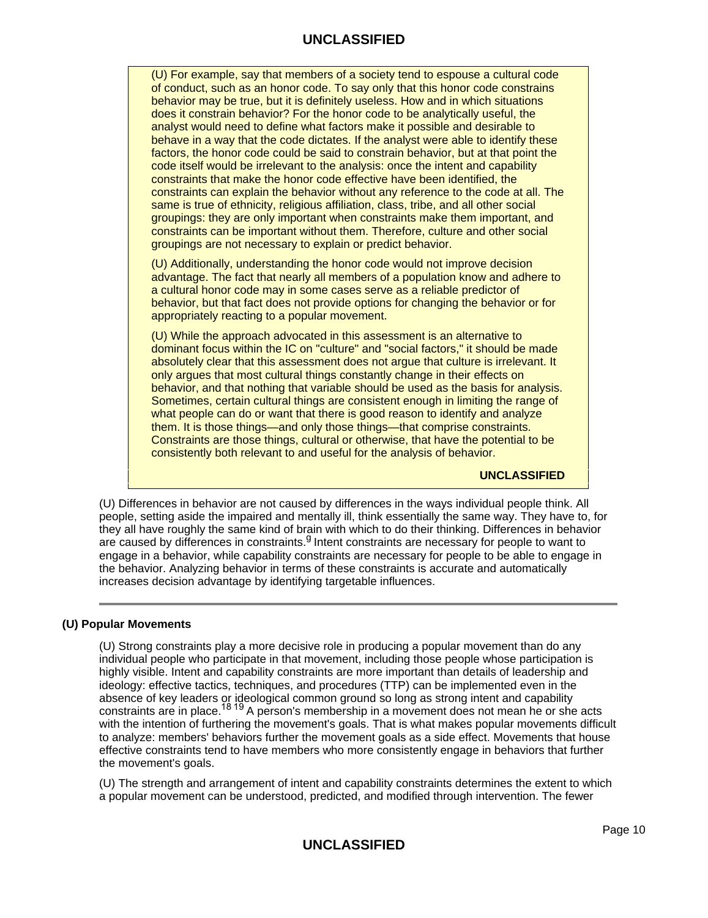> (U) For example, say that members of a society tend to espouse a cultural code of conduct, such as an honor code. To say only that this honor code constrains behavior may be true, but it is definitely useless. How and in which situations does it constrain behavior? For the honor code to be analytically useful, the analyst would need to define what factors make it possible and desirable to behave in a way that the code dictates. If the analyst were able to identify these factors, the honor code could be said to constrain behavior, but at that point the code itself would be irrelevant to the analysis: once the intent and capability constraints that make the honor code effective have been identified, the constraints can explain the behavior without any reference to the code at all. The same is true of ethnicity, religious affiliation, class, tribe, and all other social groupings: they are only important when constraints make them important, and constraints can be important without them. Therefore, culture and other social groupings are not necessary to explain or predict behavior.
>
> (U) Additionally, understanding the honor code would not improve decision advantage. The fact that nearly all members of a population know and adhere to a cultural honor code may in some cases serve as a reliable predictor of behavior, but that fact does not provide options for changing the behavior or for appropriately reacting to a popular movement.
>
> (U) While the approach advocated in this assessment is an alternative to dominant focus within the IC on "culture" and "social factors," it should be made absolutely clear that this assessment does not argue that culture is irrelevant. It only argues that most cultural things constantly change in their effects on behavior, and that nothing that variable should be used as the basis for analysis. Sometimes, certain cultural things are consistent enough in limiting the range of what people can do or want that there is good reason to identify and analyze them. It is those things—and only those things—that comprise constraints. Constraints are those things, cultural or otherwise, that have the potential to be consistently both relevant to and useful for the analysis of behavior.
>
> **UNCLASSIFIED**

(U) Differences in behavior are not caused by differences in the ways individual people think. All people, setting aside the impaired and mentally ill, think essentially the same way. They have to, for they all have roughly the same kind of brain with which to do their thinking. Differences in behavior are caused by differences in constraints.[g] Intent constraints are necessary for people to want to engage in a behavior, while capability constraints are necessary for people to be able to engage in the behavior. Analyzing behavior in terms of these constraints is accurate and automatically increases decision advantage by identifying targetable influences.

---

## (U) Popular Movements

(U) Strong constraints play a more decisive role in producing a popular movement than do any individual people who participate in that movement, including those people whose participation is highly visible. Intent and capability constraints are more important than details of leadership and ideology: effective tactics, techniques, and procedures (TTP) can be implemented even in the absence of key leaders or ideological common ground so long as strong intent and capability constraints are in place.[18 19] A person's membership in a movement does not mean he or she acts with the intention of furthering the movement's goals. That is what makes popular movements difficult to analyze: members' behaviors further the movement goals as a side effect. Movements that house effective constraints tend to have members who more consistently engage in behaviors that further the movement's goals.

(U) The strength and arrangement of intent and capability constraints determines the extent to which a popular movement can be understood, predicted, and modified through intervention. The fewer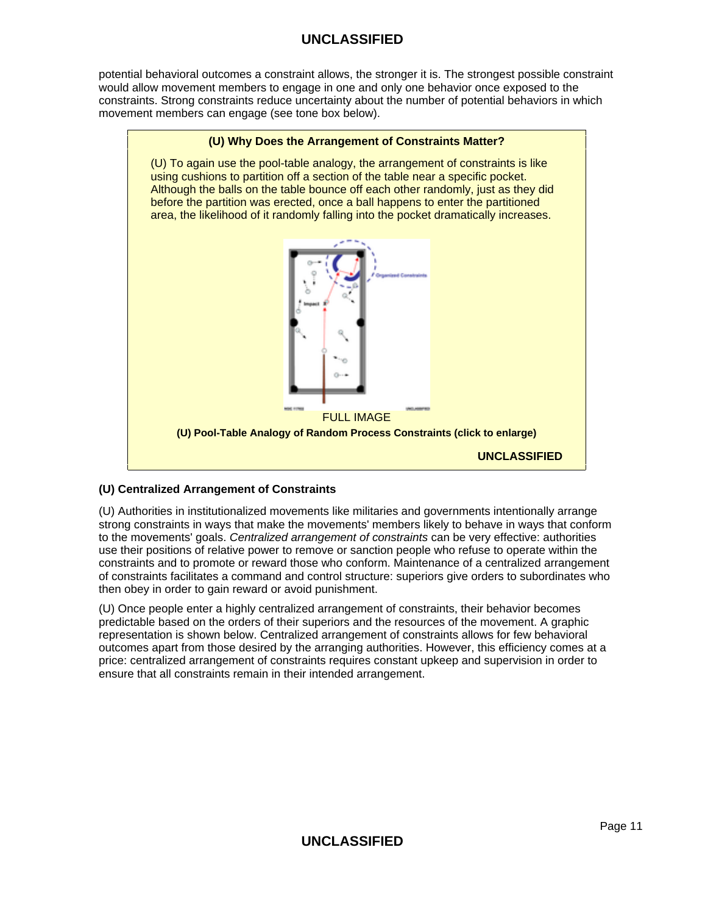potential behavioral outcomes a constraint allows, the stronger it is. The strongest possible constraint would allow movement members to engage in one and only one behavior once exposed to the constraints. Strong constraints reduce uncertainty about the number of potential behaviors in which movement members can engage (see tone box below).

**(U) Why Does the Arrangement of Constraints Matter?**

(U) To again use the pool-table analogy, the arrangement of constraints is like using cushions to partition off a section of the table near a specific pocket. Although the balls on the table bounce off each other randomly, just as they did before the partition was erected, once a ball happens to enter the partitioned area, the likelihood of it randomly falling into the pocket dramatically increases.

FULL IMAGE

**(U) Pool-Table Analogy of Random Process Constraints (click to enlarge)**

**UNCLASSIFIED**

**(U) Centralized Arrangement of Constraints**

(U) Authorities in institutionalized movements like militaries and governments intentionally arrange strong constraints in ways that make the movements' members likely to behave in ways that conform to the movements' goals. *Centralized arrangement of constraints* can be very effective: authorities use their positions of relative power to remove or sanction people who refuse to operate within the constraints and to promote or reward those who conform. Maintenance of a centralized arrangement of constraints facilitates a command and control structure: superiors give orders to subordinates who then obey in order to gain reward or avoid punishment.

(U) Once people enter a highly centralized arrangement of constraints, their behavior becomes predictable based on the orders of their superiors and the resources of the movement. A graphic representation is shown below. Centralized arrangement of constraints allows for few behavioral outcomes apart from those desired by the arranging authorities. However, this efficiency comes at a price: centralized arrangement of constraints requires constant upkeep and supervision in order to ensure that all constraints remain in their intended arrangement.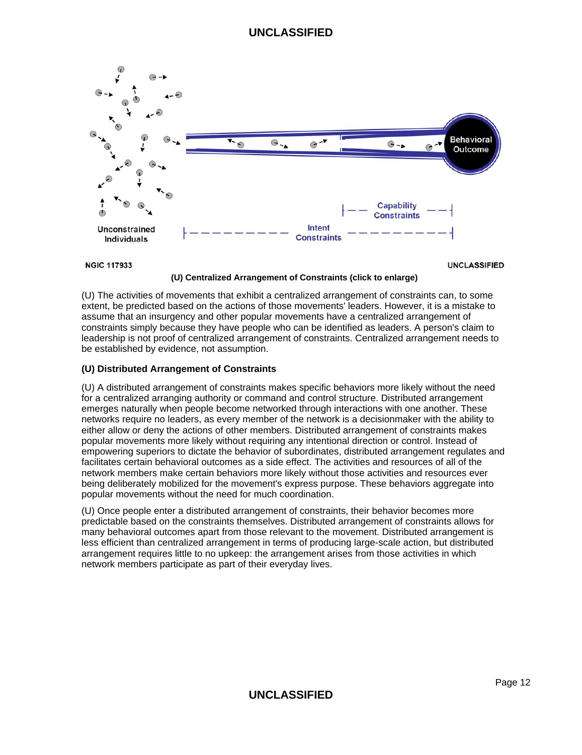**(U) Centralized Arrangement of Constraints (click to enlarge)**

(U) The activities of movements that exhibit a centralized arrangement of constraints can, to some extent, be predicted based on the actions of those movements' leaders. However, it is a mistake to assume that an insurgency and other popular movements have a centralized arrangement of constraints simply because they have people who can be identified as leaders. A person's claim to leadership is not proof of centralized arrangement of constraints. Centralized arrangement needs to be established by evidence, not assumption.

### (U) Distributed Arrangement of Constraints

(U) A distributed arrangement of constraints makes specific behaviors more likely without the need for a centralized arranging authority or command and control structure. Distributed arrangement emerges naturally when people become networked through interactions with one another. These networks require no leaders, as every member of the network is a decisionmaker with the ability to either allow or deny the actions of other members. Distributed arrangement of constraints makes popular movements more likely without requiring any intentional direction or control. Instead of empowering superiors to dictate the behavior of subordinates, distributed arrangement regulates and facilitates certain behavioral outcomes as a side effect. The activities and resources of all of the network members make certain behaviors more likely without those activities and resources ever being deliberately mobilized for the movement's express purpose. These behaviors aggregate into popular movements without the need for much coordination.

(U) Once people enter a distributed arrangement of constraints, their behavior becomes more predictable based on the constraints themselves. Distributed arrangement of constraints allows for many behavioral outcomes apart from those relevant to the movement. Distributed arrangement is less efficient than centralized arrangement in terms of producing large-scale action, but distributed arrangement requires little to no upkeep: the arrangement arises from those activities in which network members participate as part of their everyday lives.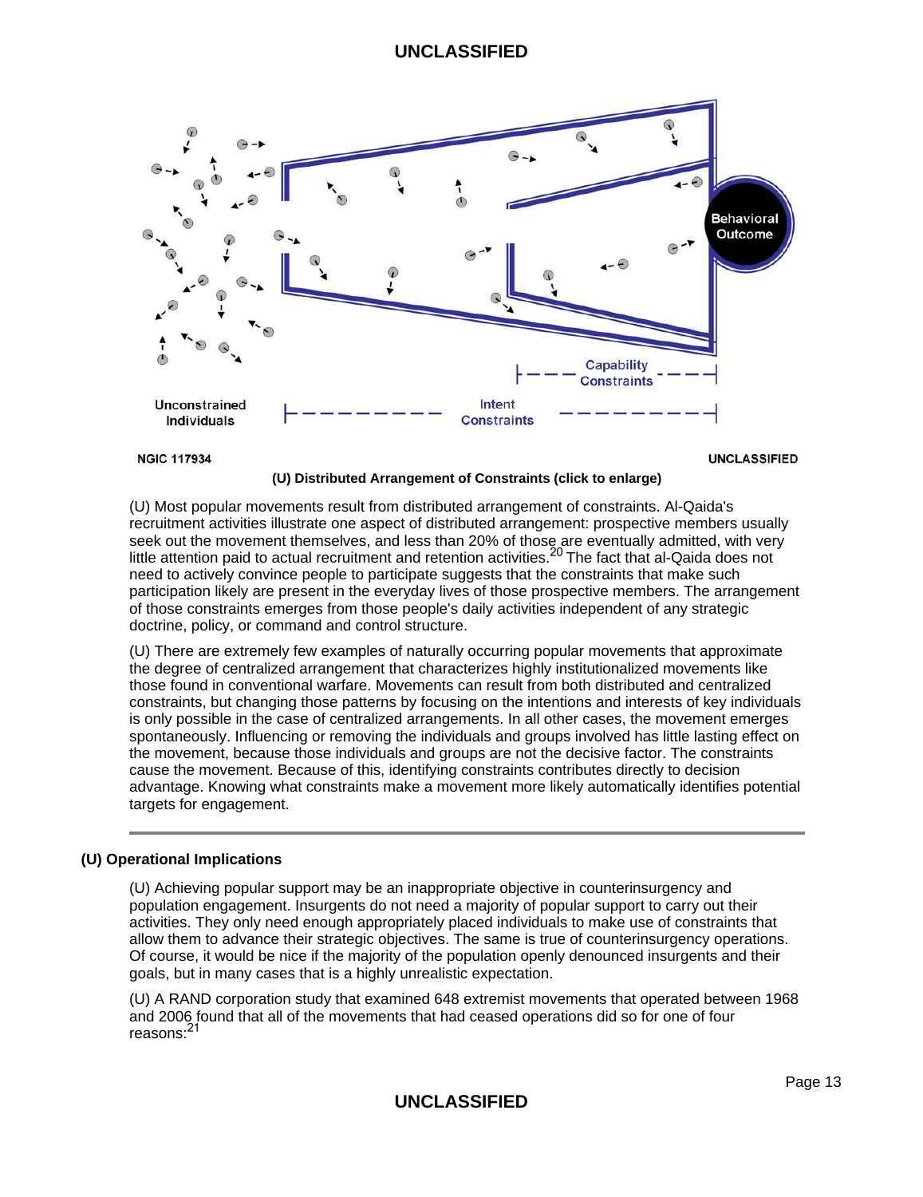Unconstrained Individuals

Intent Constraints

Capability Constraints

Behavioral Outcome

NGIC 117934

**(U) Distributed Arrangement of Constraints (click to enlarge)**

(U) Most popular movements result from distributed arrangement of constraints. Al-Qaida's recruitment activities illustrate one aspect of distributed arrangement: prospective members usually seek out the movement themselves, and less than 20% of those are eventually admitted, with very little attention paid to actual recruitment and retention activities.[20] The fact that al-Qaida does not need to actively convince people to participate suggests that the constraints that make such participation likely are present in the everyday lives of those prospective members. The arrangement of those constraints emerges from those people's daily activities independent of any strategic doctrine, policy, or command and control structure.

(U) There are extremely few examples of naturally occurring popular movements that approximate the degree of centralized arrangement that characterizes highly institutionalized movements like those found in conventional warfare. Movements can result from both distributed and centralized constraints, but changing those patterns by focusing on the intentions and interests of key individuals is only possible in the case of centralized arrangements. In all other cases, the movement emerges spontaneously. Influencing or removing the individuals and groups involved has little lasting effect on the movement, because those individuals and groups are not the decisive factor. The constraints cause the movement. Because of this, identifying constraints contributes directly to decision advantage. Knowing what constraints make a movement more likely automatically identifies potential targets for engagement.

---

## (U) Operational Implications

(U) Achieving popular support may be an inappropriate objective in counterinsurgency and population engagement. Insurgents do not need a majority of popular support to carry out their activities. They only need enough appropriately placed individuals to make use of constraints that allow them to advance their strategic objectives. The same is true of counterinsurgency operations. Of course, it would be nice if the majority of the population openly denounced insurgents and their goals, but in many cases that is a highly unrealistic expectation.

(U) A RAND corporation study that examined 648 extremist movements that operated between 1968 and 2006 found that all of the movements that had ceased operations did so for one of four reasons:[21]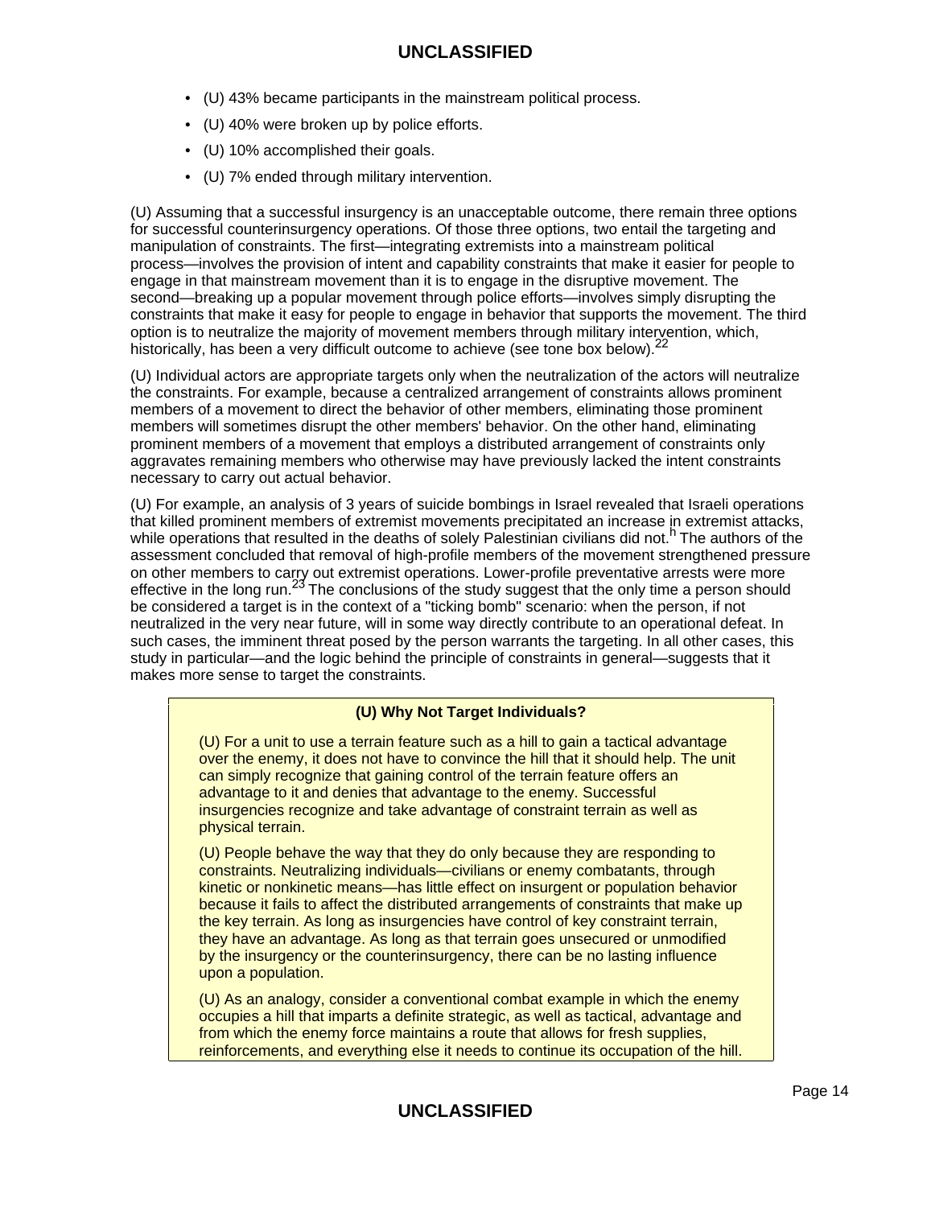- (U) 43% became participants in the mainstream political process.
- (U) 40% were broken up by police efforts.
- (U) 10% accomplished their goals.
- (U) 7% ended through military intervention.

(U) Assuming that a successful insurgency is an unacceptable outcome, there remain three options for successful counterinsurgency operations. Of those three options, two entail the targeting and manipulation of constraints. The first—integrating extremists into a mainstream political process—involves the provision of intent and capability constraints that make it easier for people to engage in that mainstream movement than it is to engage in the disruptive movement. The second—breaking up a popular movement through police efforts—involves simply disrupting the constraints that make it easy for people to engage in behavior that supports the movement. The third option is to neutralize the majority of movement members through military intervention, which, historically, has been a very difficult outcome to achieve (see tone box below).[22]

(U) Individual actors are appropriate targets only when the neutralization of the actors will neutralize the constraints. For example, because a centralized arrangement of constraints allows prominent members of a movement to direct the behavior of other members, eliminating those prominent members will sometimes disrupt the other members' behavior. On the other hand, eliminating prominent members of a movement that employs a distributed arrangement of constraints only aggravates remaining members who otherwise may have previously lacked the intent constraints necessary to carry out actual behavior.

(U) For example, an analysis of 3 years of suicide bombings in Israel revealed that Israeli operations that killed prominent members of extremist movements precipitated an increase in extremist attacks, while operations that resulted in the deaths of solely Palestinian civilians did not.[h] The authors of the assessment concluded that removal of high-profile members of the movement strengthened pressure on other members to carry out extremist operations. Lower-profile preventative arrests were more effective in the long run.[23] The conclusions of the study suggest that the only time a person should be considered a target is in the context of a "ticking bomb" scenario: when the person, if not neutralized in the very near future, will in some way directly contribute to an operational defeat. In such cases, the imminent threat posed by the person warrants the targeting. In all other cases, this study in particular—and the logic behind the principle of constraints in general—suggests that it makes more sense to target the constraints.

**(U) Why Not Target Individuals?**

(U) For a unit to use a terrain feature such as a hill to gain a tactical advantage over the enemy, it does not have to convince the hill that it should help. The unit can simply recognize that gaining control of the terrain feature offers an advantage to it and denies that advantage to the enemy. Successful insurgencies recognize and take advantage of constraint terrain as well as physical terrain.

(U) People behave the way that they do only because they are responding to constraints. Neutralizing individuals—civilians or enemy combatants, through kinetic or nonkinetic means—has little effect on insurgent or population behavior because it fails to affect the distributed arrangements of constraints that make up the key terrain. As long as insurgencies have control of key constraint terrain, they have an advantage. As long as that terrain goes unsecured or unmodified by the insurgency or the counterinsurgency, there can be no lasting influence upon a population.

(U) As an analogy, consider a conventional combat example in which the enemy occupies a hill that imparts a definite strategic, as well as tactical, advantage and from which the enemy force maintains a route that allows for fresh supplies, reinforcements, and everything else it needs to continue its occupation of the hill.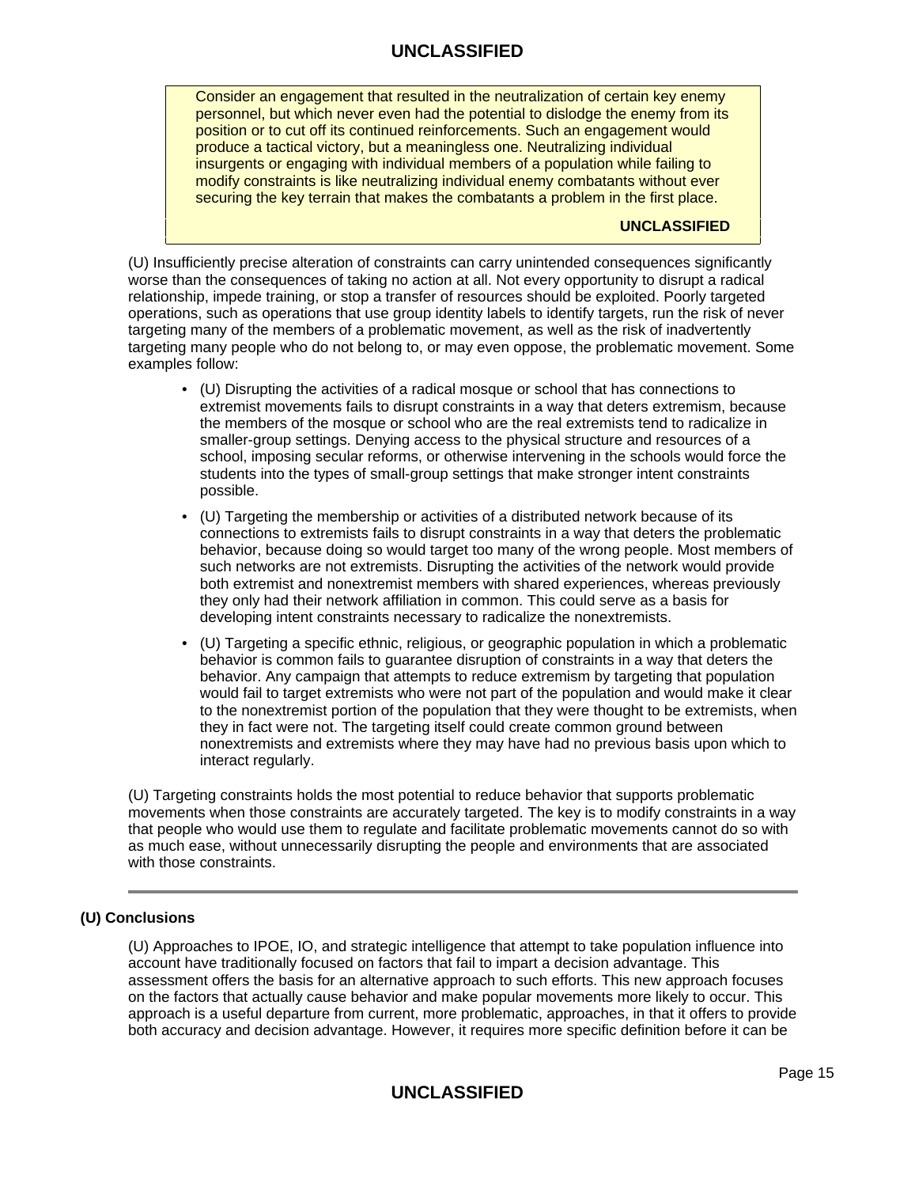> Consider an engagement that resulted in the neutralization of certain key enemy personnel, but which never even had the potential to dislodge the enemy from its position or to cut off its continued reinforcements. Such an engagement would produce a tactical victory, but a meaningless one. Neutralizing individual insurgents or engaging with individual members of a population while failing to modify constraints is like neutralizing individual enemy combatants without ever securing the key terrain that makes the combatants a problem in the first place.
>
> **UNCLASSIFIED**

(U) Insufficiently precise alteration of constraints can carry unintended consequences significantly worse than the consequences of taking no action at all. Not every opportunity to disrupt a radical relationship, impede training, or stop a transfer of resources should be exploited. Poorly targeted operations, such as operations that use group identity labels to identify targets, run the risk of never targeting many of the members of a problematic movement, as well as the risk of inadvertently targeting many people who do not belong to, or may even oppose, the problematic movement. Some examples follow:

- (U) Disrupting the activities of a radical mosque or school that has connections to extremist movements fails to disrupt constraints in a way that deters extremism, because the members of the mosque or school who are the real extremists tend to radicalize in smaller-group settings. Denying access to the physical structure and resources of a school, imposing secular reforms, or otherwise intervening in the schools would force the students into the types of small-group settings that make stronger intent constraints possible.
- (U) Targeting the membership or activities of a distributed network because of its connections to extremists fails to disrupt constraints in a way that deters the problematic behavior, because doing so would target too many of the wrong people. Most members of such networks are not extremists. Disrupting the activities of the network would provide both extremist and nonextremist members with shared experiences, whereas previously they only had their network affiliation in common. This could serve as a basis for developing intent constraints necessary to radicalize the nonextremists.
- (U) Targeting a specific ethnic, religious, or geographic population in which a problematic behavior is common fails to guarantee disruption of constraints in a way that deters the behavior. Any campaign that attempts to reduce extremism by targeting that population would fail to target extremists who were not part of the population and would make it clear to the nonextremist portion of the population that they were thought to be extremists, when they in fact were not. The targeting itself could create common ground between nonextremists and extremists where they may have had no previous basis upon which to interact regularly.

(U) Targeting constraints holds the most potential to reduce behavior that supports problematic movements when those constraints are accurately targeted. The key is to modify constraints in a way that people who would use them to regulate and facilitate problematic movements cannot do so with as much ease, without unnecessarily disrupting the people and environments that are associated with those constraints.

---

## (U) Conclusions

(U) Approaches to IPOE, IO, and strategic intelligence that attempt to take population influence into account have traditionally focused on factors that fail to impart a decision advantage. This assessment offers the basis for an alternative approach to such efforts. This new approach focuses on the factors that actually cause behavior and make popular movements more likely to occur. This approach is a useful departure from current, more problematic, approaches, in that it offers to provide both accuracy and decision advantage. However, it requires more specific definition before it can be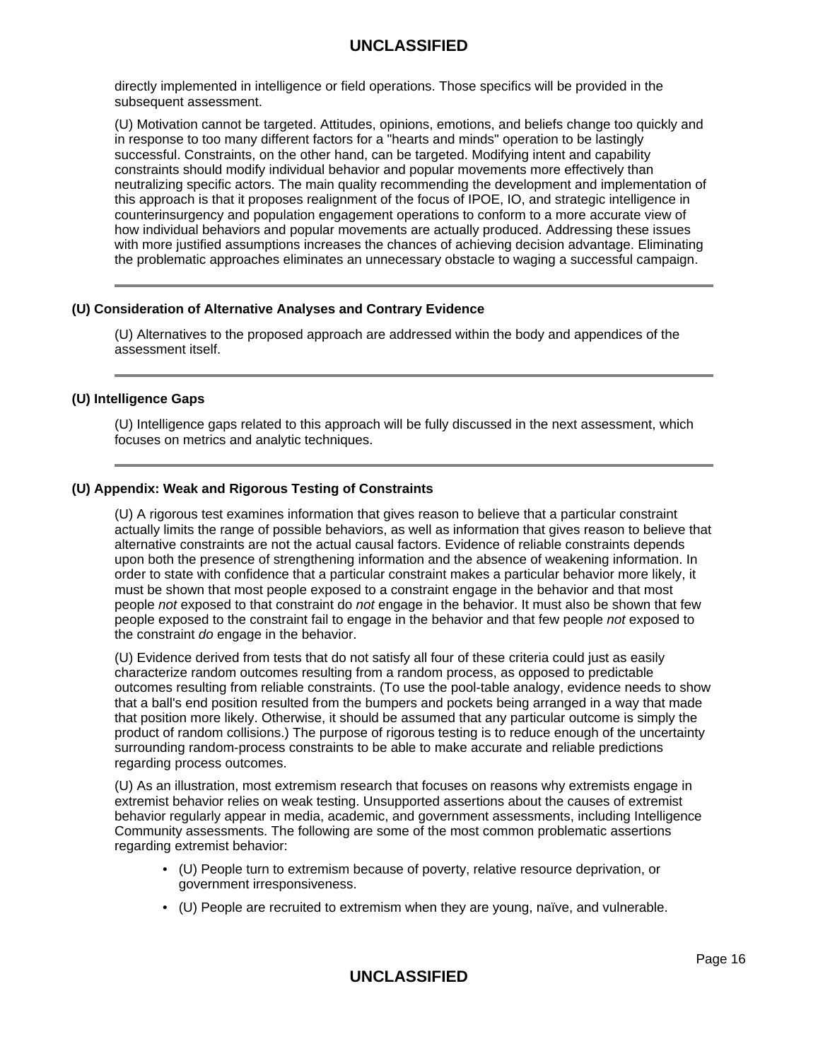directly implemented in intelligence or field operations. Those specifics will be provided in the subsequent assessment.

(U) Motivation cannot be targeted. Attitudes, opinions, emotions, and beliefs change too quickly and in response to too many different factors for a "hearts and minds" operation to be lastingly successful. Constraints, on the other hand, can be targeted. Modifying intent and capability constraints should modify individual behavior and popular movements more effectively than neutralizing specific actors. The main quality recommending the development and implementation of this approach is that it proposes realignment of the focus of IPOE, IO, and strategic intelligence in counterinsurgency and population engagement operations to conform to a more accurate view of how individual behaviors and popular movements are actually produced. Addressing these issues with more justified assumptions increases the chances of achieving decision advantage. Eliminating the problematic approaches eliminates an unnecessary obstacle to waging a successful campaign.

---

### (U) Consideration of Alternative Analyses and Contrary Evidence

(U) Alternatives to the proposed approach are addressed within the body and appendices of the assessment itself.

---

### (U) Intelligence Gaps

(U) Intelligence gaps related to this approach will be fully discussed in the next assessment, which focuses on metrics and analytic techniques.

---

### (U) Appendix: Weak and Rigorous Testing of Constraints

(U) A rigorous test examines information that gives reason to believe that a particular constraint actually limits the range of possible behaviors, as well as information that gives reason to believe that alternative constraints are not the actual causal factors. Evidence of reliable constraints depends upon both the presence of strengthening information and the absence of weakening information. In order to state with confidence that a particular constraint makes a particular behavior more likely, it must be shown that most people exposed to a constraint engage in the behavior and that most people *not* exposed to that constraint do *not* engage in the behavior. It must also be shown that few people exposed to the constraint fail to engage in the behavior and that few people *not* exposed to the constraint *do* engage in the behavior.

(U) Evidence derived from tests that do not satisfy all four of these criteria could just as easily characterize random outcomes resulting from a random process, as opposed to predictable outcomes resulting from reliable constraints. (To use the pool-table analogy, evidence needs to show that a ball's end position resulted from the bumpers and pockets being arranged in a way that made that position more likely. Otherwise, it should be assumed that any particular outcome is simply the product of random collisions.) The purpose of rigorous testing is to reduce enough of the uncertainty surrounding random-process constraints to be able to make accurate and reliable predictions regarding process outcomes.

(U) As an illustration, most extremism research that focuses on reasons why extremists engage in extremist behavior relies on weak testing. Unsupported assertions about the causes of extremist behavior regularly appear in media, academic, and government assessments, including Intelligence Community assessments. The following are some of the most common problematic assertions regarding extremist behavior:

- (U) People turn to extremism because of poverty, relative resource deprivation, or government irresponsiveness.
- (U) People are recruited to extremism when they are young, naïve, and vulnerable.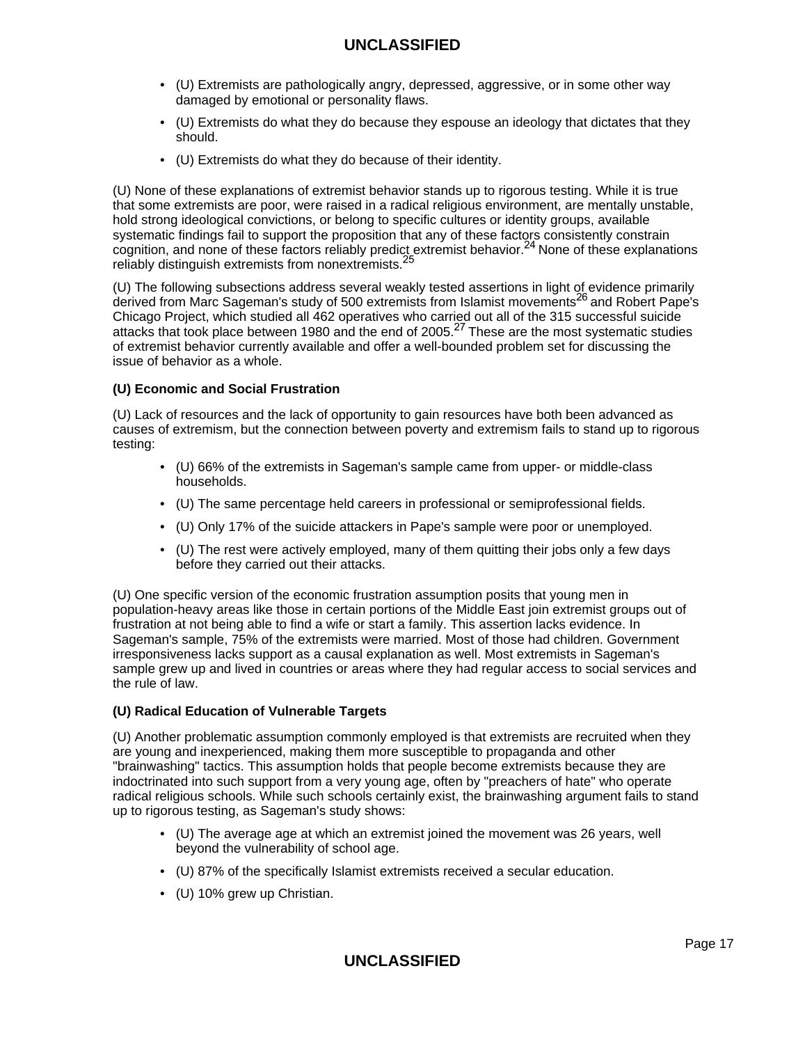- (U) Extremists are pathologically angry, depressed, aggressive, or in some other way damaged by emotional or personality flaws.
- (U) Extremists do what they do because they espouse an ideology that dictates that they should.
- (U) Extremists do what they do because of their identity.

(U) None of these explanations of extremist behavior stands up to rigorous testing. While it is true that some extremists are poor, were raised in a radical religious environment, are mentally unstable, hold strong ideological convictions, or belong to specific cultures or identity groups, available systematic findings fail to support the proposition that any of these factors consistently constrain cognition, and none of these factors reliably predict extremist behavior.[24] None of these explanations reliably distinguish extremists from nonextremists.[25]

(U) The following subsections address several weakly tested assertions in light of evidence primarily derived from Marc Sageman's study of 500 extremists from Islamist movements[26] and Robert Pape's Chicago Project, which studied all 462 operatives who carried out all of the 315 successful suicide attacks that took place between 1980 and the end of 2005.[27] These are the most systematic studies of extremist behavior currently available and offer a well-bounded problem set for discussing the issue of behavior as a whole.

**(U) Economic and Social Frustration**

(U) Lack of resources and the lack of opportunity to gain resources have both been advanced as causes of extremism, but the connection between poverty and extremism fails to stand up to rigorous testing:

- (U) 66% of the extremists in Sageman's sample came from upper- or middle-class households.
- (U) The same percentage held careers in professional or semiprofessional fields.
- (U) Only 17% of the suicide attackers in Pape's sample were poor or unemployed.
- (U) The rest were actively employed, many of them quitting their jobs only a few days before they carried out their attacks.

(U) One specific version of the economic frustration assumption posits that young men in population-heavy areas like those in certain portions of the Middle East join extremist groups out of frustration at not being able to find a wife or start a family. This assertion lacks evidence. In Sageman's sample, 75% of the extremists were married. Most of those had children. Government irresponsiveness lacks support as a causal explanation as well. Most extremists in Sageman's sample grew up and lived in countries or areas where they had regular access to social services and the rule of law.

**(U) Radical Education of Vulnerable Targets**

(U) Another problematic assumption commonly employed is that extremists are recruited when they are young and inexperienced, making them more susceptible to propaganda and other "brainwashing" tactics. This assumption holds that people become extremists because they are indoctrinated into such support from a very young age, often by "preachers of hate" who operate radical religious schools. While such schools certainly exist, the brainwashing argument fails to stand up to rigorous testing, as Sageman's study shows:

- (U) The average age at which an extremist joined the movement was 26 years, well beyond the vulnerability of school age.
- (U) 87% of the specifically Islamist extremists received a secular education.
- (U) 10% grew up Christian.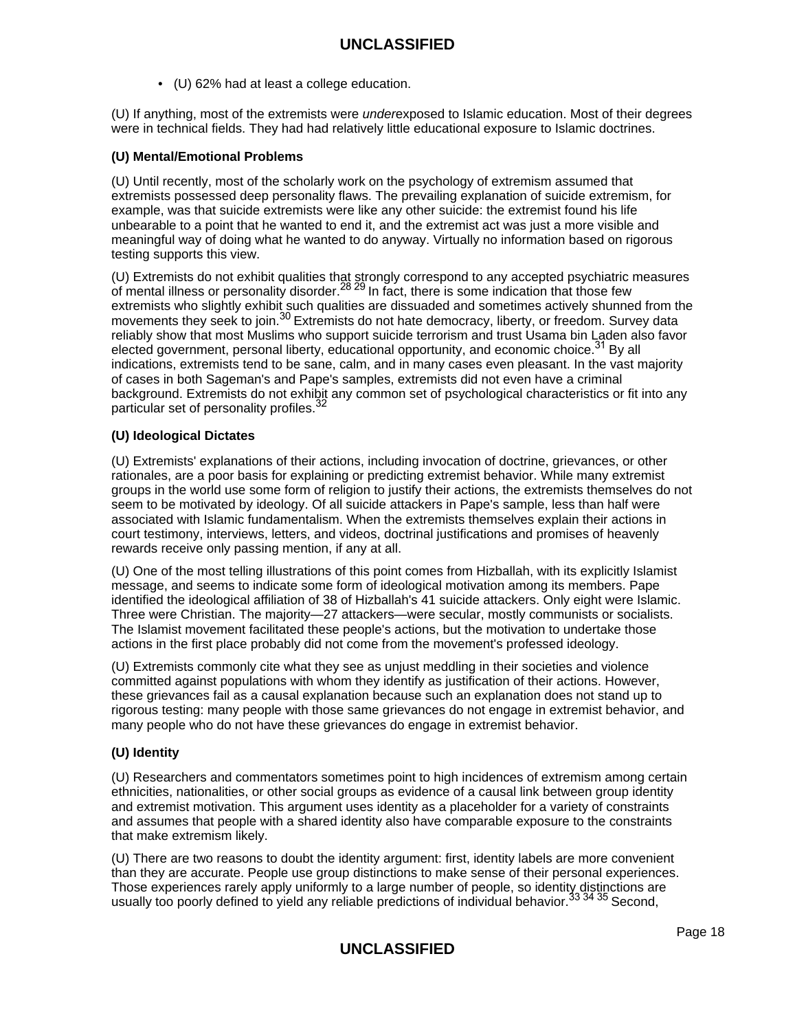- (U) 62% had at least a college education.

(U) If anything, most of the extremists were *under*exposed to Islamic education. Most of their degrees were in technical fields. They had had relatively little educational exposure to Islamic doctrines.

**(U) Mental/Emotional Problems**

(U) Until recently, most of the scholarly work on the psychology of extremism assumed that extremists possessed deep personality flaws. The prevailing explanation of suicide extremism, for example, was that suicide extremists were like any other suicide: the extremist found his life unbearable to a point that he wanted to end it, and the extremist act was just a more visible and meaningful way of doing what he wanted to do anyway. Virtually no information based on rigorous testing supports this view.

(U) Extremists do not exhibit qualities that strongly correspond to any accepted psychiatric measures of mental illness or personality disorder.[28] [29] In fact, there is some indication that those few extremists who slightly exhibit such qualities are dissuaded and sometimes actively shunned from the movements they seek to join.[30] Extremists do not hate democracy, liberty, or freedom. Survey data reliably show that most Muslims who support suicide terrorism and trust Usama bin Laden also favor elected government, personal liberty, educational opportunity, and economic choice.[31] By all indications, extremists tend to be sane, calm, and in many cases even pleasant. In the vast majority of cases in both Sageman's and Pape's samples, extremists did not even have a criminal background. Extremists do not exhibit any common set of psychological characteristics or fit into any particular set of personality profiles.[32]

**(U) Ideological Dictates**

(U) Extremists' explanations of their actions, including invocation of doctrine, grievances, or other rationales, are a poor basis for explaining or predicting extremist behavior. While many extremist groups in the world use some form of religion to justify their actions, the extremists themselves do not seem to be motivated by ideology. Of all suicide attackers in Pape's sample, less than half were associated with Islamic fundamentalism. When the extremists themselves explain their actions in court testimony, interviews, letters, and videos, doctrinal justifications and promises of heavenly rewards receive only passing mention, if any at all.

(U) One of the most telling illustrations of this point comes from Hizballah, with its explicitly Islamist message, and seems to indicate some form of ideological motivation among its members. Pape identified the ideological affiliation of 38 of Hizballah's 41 suicide attackers. Only eight were Islamic. Three were Christian. The majority—27 attackers—were secular, mostly communists or socialists. The Islamist movement facilitated these people's actions, but the motivation to undertake those actions in the first place probably did not come from the movement's professed ideology.

(U) Extremists commonly cite what they see as unjust meddling in their societies and violence committed against populations with whom they identify as justification of their actions. However, these grievances fail as a causal explanation because such an explanation does not stand up to rigorous testing: many people with those same grievances do not engage in extremist behavior, and many people who do not have these grievances do engage in extremist behavior.

**(U) Identity**

(U) Researchers and commentators sometimes point to high incidences of extremism among certain ethnicities, nationalities, or other social groups as evidence of a causal link between group identity and extremist motivation. This argument uses identity as a placeholder for a variety of constraints and assumes that people with a shared identity also have comparable exposure to the constraints that make extremism likely.

(U) There are two reasons to doubt the identity argument: first, identity labels are more convenient than they are accurate. People use group distinctions to make sense of their personal experiences. Those experiences rarely apply uniformly to a large number of people, so identity distinctions are usually too poorly defined to yield any reliable predictions of individual behavior.[33] [34] [35] Second,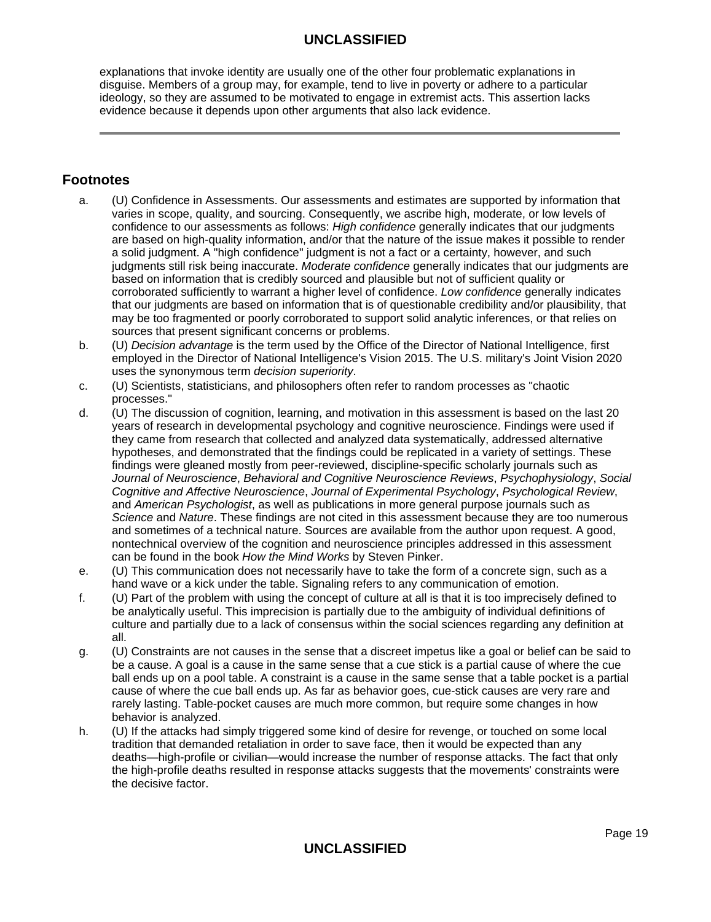explanations that invoke identity are usually one of the other four problematic explanations in disguise. Members of a group may, for example, tend to live in poverty or adhere to a particular ideology, so they are assumed to be motivated to engage in extremist acts. This assertion lacks evidence because it depends upon other arguments that also lack evidence.

---

## Footnotes

a. (U) Confidence in Assessments. Our assessments and estimates are supported by information that varies in scope, quality, and sourcing. Consequently, we ascribe high, moderate, or low levels of confidence to our assessments as follows: *High confidence* generally indicates that our judgments are based on high-quality information, and/or that the nature of the issue makes it possible to render a solid judgment. A "high confidence" judgment is not a fact or a certainty, however, and such judgments still risk being inaccurate. *Moderate confidence* generally indicates that our judgments are based on information that is credibly sourced and plausible but not of sufficient quality or corroborated sufficiently to warrant a higher level of confidence. *Low confidence* generally indicates that our judgments are based on information that is of questionable credibility and/or plausibility, that may be too fragmented or poorly corroborated to support solid analytic inferences, or that relies on sources that present significant concerns or problems.

b. (U) *Decision advantage* is the term used by the Office of the Director of National Intelligence, first employed in the Director of National Intelligence's Vision 2015. The U.S. military's Joint Vision 2020 uses the synonymous term *decision superiority*.

c. (U) Scientists, statisticians, and philosophers often refer to random processes as "chaotic processes."

d. (U) The discussion of cognition, learning, and motivation in this assessment is based on the last 20 years of research in developmental psychology and cognitive neuroscience. Findings were used if they came from research that collected and analyzed data systematically, addressed alternative hypotheses, and demonstrated that the findings could be replicated in a variety of settings. These findings were gleaned mostly from peer-reviewed, discipline-specific scholarly journals such as *Journal of Neuroscience*, *Behavioral and Cognitive Neuroscience Reviews*, *Psychophysiology*, *Social Cognitive and Affective Neuroscience*, *Journal of Experimental Psychology*, *Psychological Review*, and *American Psychologist*, as well as publications in more general purpose journals such as *Science* and *Nature*. These findings are not cited in this assessment because they are too numerous and sometimes of a technical nature. Sources are available from the author upon request. A good, nontechnical overview of the cognition and neuroscience principles addressed in this assessment can be found in the book *How the Mind Works* by Steven Pinker.

e. (U) This communication does not necessarily have to take the form of a concrete sign, such as a hand wave or a kick under the table. Signaling refers to any communication of emotion.

f. (U) Part of the problem with using the concept of culture at all is that it is too imprecisely defined to be analytically useful. This imprecision is partially due to the ambiguity of individual definitions of culture and partially due to a lack of consensus within the social sciences regarding any definition at all.

g. (U) Constraints are not causes in the sense that a discreet impetus like a goal or belief can be said to be a cause. A goal is a cause in the same sense that a cue stick is a partial cause of where the cue ball ends up on a pool table. A constraint is a cause in the same sense that a table pocket is a partial cause of where the cue ball ends up. As far as behavior goes, cue-stick causes are very rare and rarely lasting. Table-pocket causes are much more common, but require some changes in how behavior is analyzed.

h. (U) If the attacks had simply triggered some kind of desire for revenge, or touched on some local tradition that demanded retaliation in order to save face, then it would be expected than any deaths—high-profile or civilian—would increase the number of response attacks. The fact that only the high-profile deaths resulted in response attacks suggests that the movements' constraints were the decisive factor.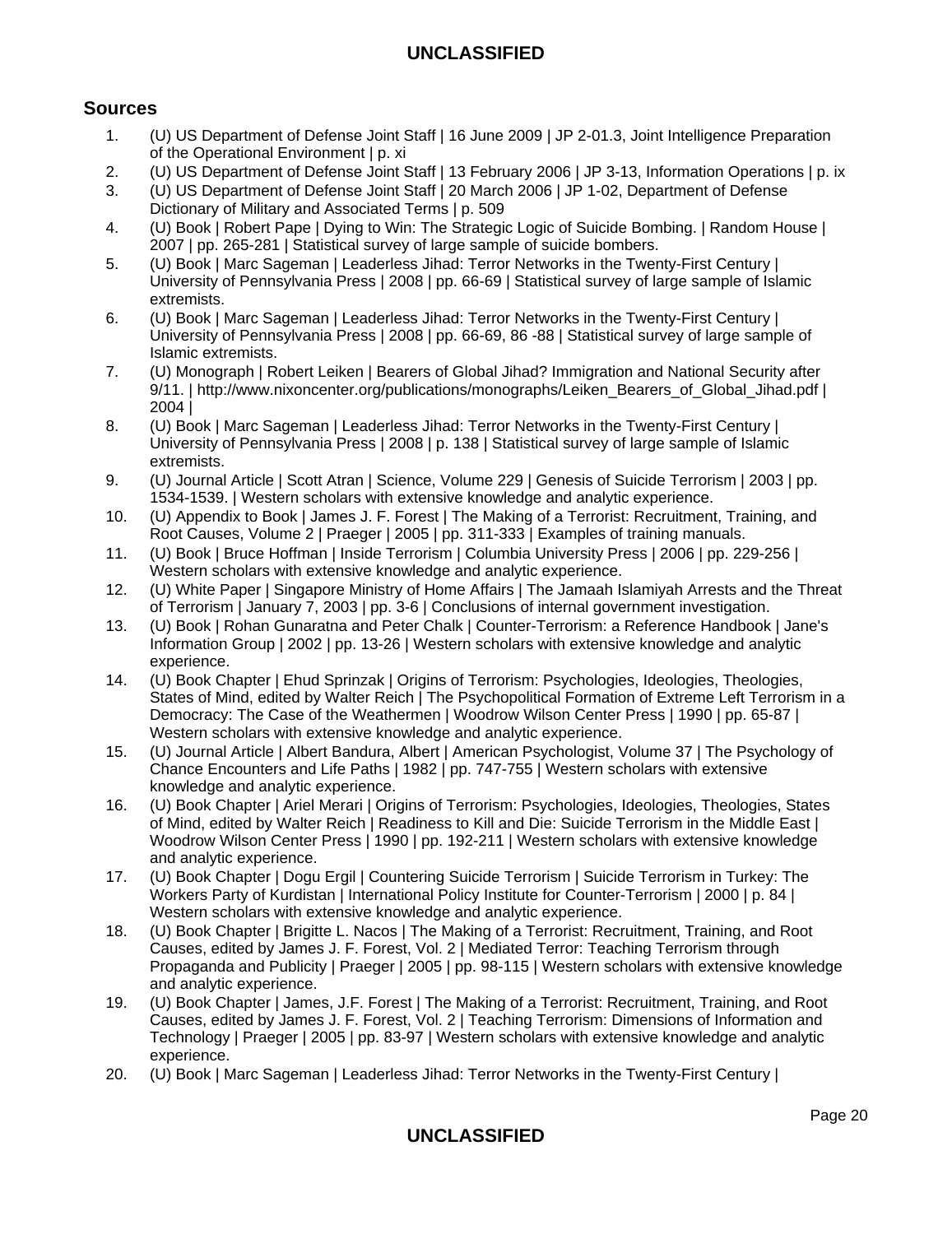## Sources

1. (U) US Department of Defense Joint Staff | 16 June 2009 | JP 2-01.3, Joint Intelligence Preparation of the Operational Environment | p. xi
2. (U) US Department of Defense Joint Staff | 13 February 2006 | JP 3-13, Information Operations | p. ix
3. (U) US Department of Defense Joint Staff | 20 March 2006 | JP 1-02, Department of Defense Dictionary of Military and Associated Terms | p. 509
4. (U) Book | Robert Pape | Dying to Win: The Strategic Logic of Suicide Bombing. | Random House | 2007 | pp. 265-281 | Statistical survey of large sample of suicide bombers.
5. (U) Book | Marc Sageman | Leaderless Jihad: Terror Networks in the Twenty-First Century | University of Pennsylvania Press | 2008 | pp. 66-69 | Statistical survey of large sample of Islamic extremists.
6. (U) Book | Marc Sageman | Leaderless Jihad: Terror Networks in the Twenty-First Century | University of Pennsylvania Press | 2008 | pp. 66-69, 86 -88 | Statistical survey of large sample of Islamic extremists.
7. (U) Monograph | Robert Leiken | Bearers of Global Jihad? Immigration and National Security after 9/11. | http://www.nixoncenter.org/publications/monographs/Leiken_Bearers_of_Global_Jihad.pdf | 2004 |
8. (U) Book | Marc Sageman | Leaderless Jihad: Terror Networks in the Twenty-First Century | University of Pennsylvania Press | 2008 | p. 138 | Statistical survey of large sample of Islamic extremists.
9. (U) Journal Article | Scott Atran | Science, Volume 229 | Genesis of Suicide Terrorism | 2003 | pp. 1534-1539. | Western scholars with extensive knowledge and analytic experience.
10. (U) Appendix to Book | James J. F. Forest | The Making of a Terrorist: Recruitment, Training, and Root Causes, Volume 2 | Praeger | 2005 | pp. 311-333 | Examples of training manuals.
11. (U) Book | Bruce Hoffman | Inside Terrorism | Columbia University Press | 2006 | pp. 229-256 | Western scholars with extensive knowledge and analytic experience.
12. (U) White Paper | Singapore Ministry of Home Affairs | The Jamaah Islamiyah Arrests and the Threat of Terrorism | January 7, 2003 | pp. 3-6 | Conclusions of internal government investigation.
13. (U) Book | Rohan Gunaratna and Peter Chalk | Counter-Terrorism: a Reference Handbook | Jane's Information Group | 2002 | pp. 13-26 | Western scholars with extensive knowledge and analytic experience.
14. (U) Book Chapter | Ehud Sprinzak | Origins of Terrorism: Psychologies, Ideologies, Theologies, States of Mind, edited by Walter Reich | The Psychopolitical Formation of Extreme Left Terrorism in a Democracy: The Case of the Weathermen | Woodrow Wilson Center Press | 1990 | pp. 65-87 | Western scholars with extensive knowledge and analytic experience.
15. (U) Journal Article | Albert Bandura, Albert | American Psychologist, Volume 37 | The Psychology of Chance Encounters and Life Paths | 1982 | pp. 747-755 | Western scholars with extensive knowledge and analytic experience.
16. (U) Book Chapter | Ariel Merari | Origins of Terrorism: Psychologies, Ideologies, Theologies, States of Mind, edited by Walter Reich | Readiness to Kill and Die: Suicide Terrorism in the Middle East | Woodrow Wilson Center Press | 1990 | pp. 192-211 | Western scholars with extensive knowledge and analytic experience.
17. (U) Book Chapter | Dogu Ergil | Countering Suicide Terrorism | Suicide Terrorism in Turkey: The Workers Party of Kurdistan | International Policy Institute for Counter-Terrorism | 2000 | p. 84 | Western scholars with extensive knowledge and analytic experience.
18. (U) Book Chapter | Brigitte L. Nacos | The Making of a Terrorist: Recruitment, Training, and Root Causes, edited by James J. F. Forest, Vol. 2 | Mediated Terror: Teaching Terrorism through Propaganda and Publicity | Praeger | 2005 | pp. 98-115 | Western scholars with extensive knowledge and analytic experience.
19. (U) Book Chapter | James, J.F. Forest | The Making of a Terrorist: Recruitment, Training, and Root Causes, edited by James J. F. Forest, Vol. 2 | Teaching Terrorism: Dimensions of Information and Technology | Praeger | 2005 | pp. 83-97 | Western scholars with extensive knowledge and analytic experience.
20. (U) Book | Marc Sageman | Leaderless Jihad: Terror Networks in the Twenty-First Century |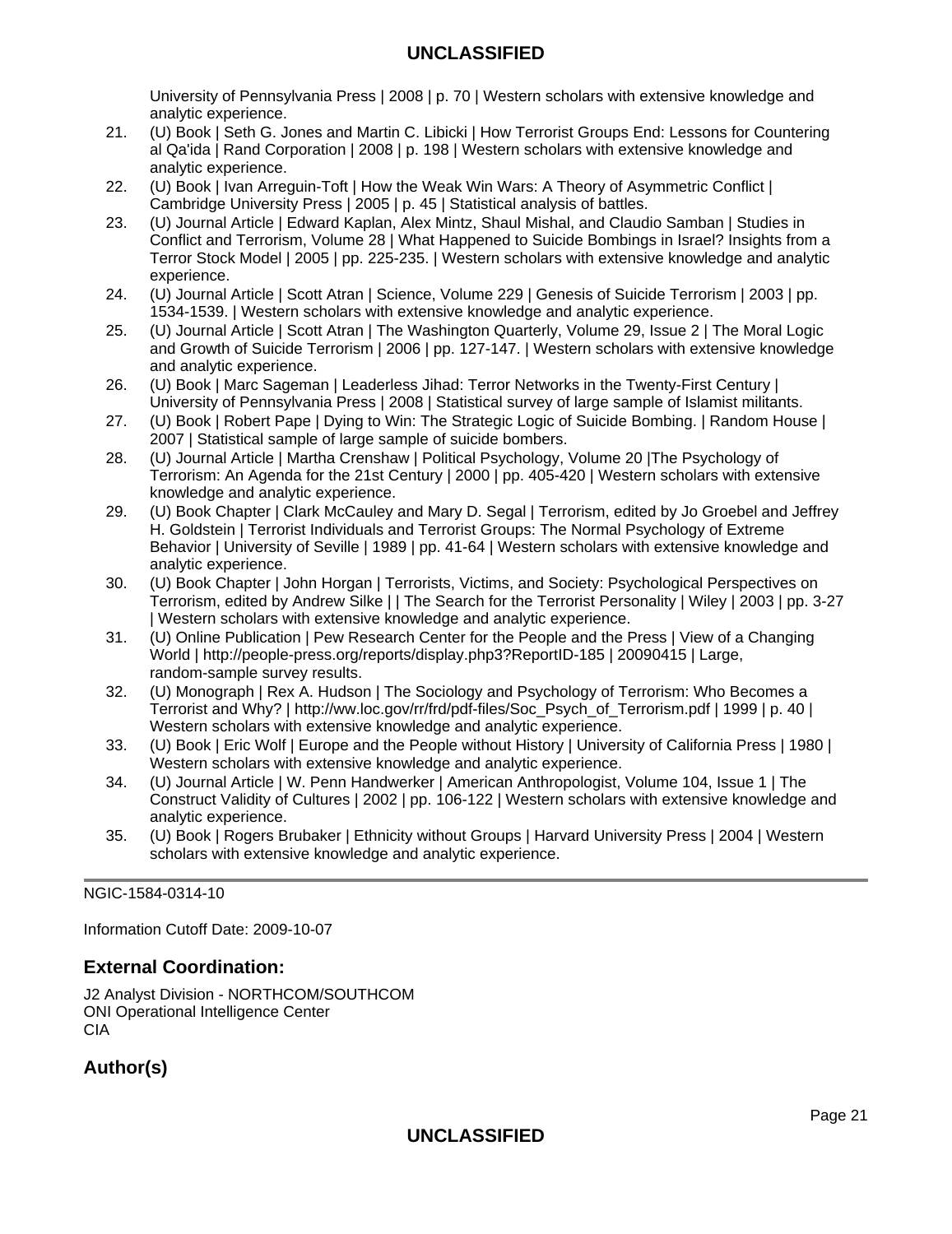University of Pennsylvania Press | 2008 | p. 70 | Western scholars with extensive knowledge and analytic experience.

21. (U) Book | Seth G. Jones and Martin C. Libicki | How Terrorist Groups End: Lessons for Countering al Qa'ida | Rand Corporation | 2008 | p. 198 | Western scholars with extensive knowledge and analytic experience.
22. (U) Book | Ivan Arreguin-Toft | How the Weak Win Wars: A Theory of Asymmetric Conflict | Cambridge University Press | 2005 | p. 45 | Statistical analysis of battles.
23. (U) Journal Article | Edward Kaplan, Alex Mintz, Shaul Mishal, and Claudio Samban | Studies in Conflict and Terrorism, Volume 28 | What Happened to Suicide Bombings in Israel? Insights from a Terror Stock Model | 2005 | pp. 225-235. | Western scholars with extensive knowledge and analytic experience.
24. (U) Journal Article | Scott Atran | Science, Volume 229 | Genesis of Suicide Terrorism | 2003 | pp. 1534-1539. | Western scholars with extensive knowledge and analytic experience.
25. (U) Journal Article | Scott Atran | The Washington Quarterly, Volume 29, Issue 2 | The Moral Logic and Growth of Suicide Terrorism | 2006 | pp. 127-147. | Western scholars with extensive knowledge and analytic experience.
26. (U) Book | Marc Sageman | Leaderless Jihad: Terror Networks in the Twenty-First Century | University of Pennsylvania Press | 2008 | Statistical survey of large sample of Islamist militants.
27. (U) Book | Robert Pape | Dying to Win: The Strategic Logic of Suicide Bombing. | Random House | 2007 | Statistical sample of large sample of suicide bombers.
28. (U) Journal Article | Martha Crenshaw | Political Psychology, Volume 20 |The Psychology of Terrorism: An Agenda for the 21st Century | 2000 | pp. 405-420 | Western scholars with extensive knowledge and analytic experience.
29. (U) Book Chapter | Clark McCauley and Mary D. Segal | Terrorism, edited by Jo Groebel and Jeffrey H. Goldstein | Terrorist Individuals and Terrorist Groups: The Normal Psychology of Extreme Behavior | University of Seville | 1989 | pp. 41-64 | Western scholars with extensive knowledge and analytic experience.
30. (U) Book Chapter | John Horgan | Terrorists, Victims, and Society: Psychological Perspectives on Terrorism, edited by Andrew Silke | | The Search for the Terrorist Personality | Wiley | 2003 | pp. 3-27 | Western scholars with extensive knowledge and analytic experience.
31. (U) Online Publication | Pew Research Center for the People and the Press | View of a Changing World | http://people-press.org/reports/display.php3?ReportID-185 | 20090415 | Large, random-sample survey results.
32. (U) Monograph | Rex A. Hudson | The Sociology and Psychology of Terrorism: Who Becomes a Terrorist and Why? | http://ww.loc.gov/rr/frd/pdf-files/Soc_Psych_of_Terrorism.pdf | 1999 | p. 40 | Western scholars with extensive knowledge and analytic experience.
33. (U) Book | Eric Wolf | Europe and the People without History | University of California Press | 1980 | Western scholars with extensive knowledge and analytic experience.
34. (U) Journal Article | W. Penn Handwerker | American Anthropologist, Volume 104, Issue 1 | The Construct Validity of Cultures | 2002 | pp. 106-122 | Western scholars with extensive knowledge and analytic experience.
35. (U) Book | Rogers Brubaker | Ethnicity without Groups | Harvard University Press | 2004 | Western scholars with extensive knowledge and analytic experience.

---

NGIC-1584-0314-10

Information Cutoff Date: 2009-10-07

## External Coordination:

J2 Analyst Division - NORTHCOM/SOUTHCOM
ONI Operational Intelligence Center
CIA

## Author(s)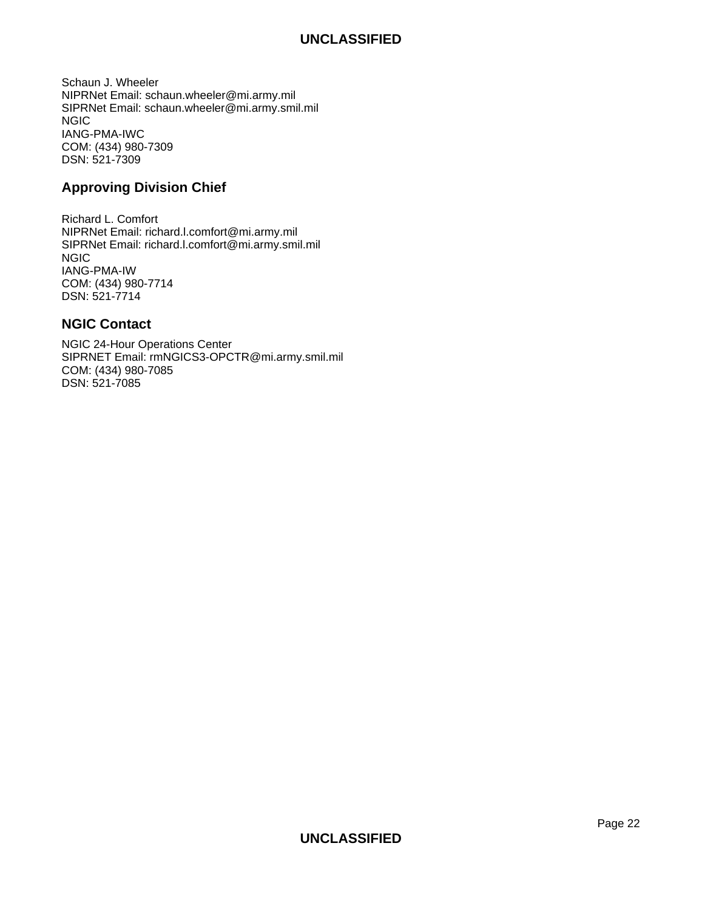Schaun J. Wheeler
NIPRNet Email: schaun.wheeler@mi.army.mil
SIPRNet Email: schaun.wheeler@mi.army.smil.mil
NGIC
IANG-PMA-IWC
COM: (434) 980-7309
DSN: 521-7309

## Approving Division Chief

Richard L. Comfort
NIPRNet Email: richard.l.comfort@mi.army.mil
SIPRNet Email: richard.l.comfort@mi.army.smil.mil
NGIC
IANG-PMA-IW
COM: (434) 980-7714
DSN: 521-7714

## NGIC Contact

NGIC 24-Hour Operations Center
SIPRNET Email: rmNGICS3-OPCTR@mi.army.smil.mil
COM: (434) 980-7085
DSN: 521-7085